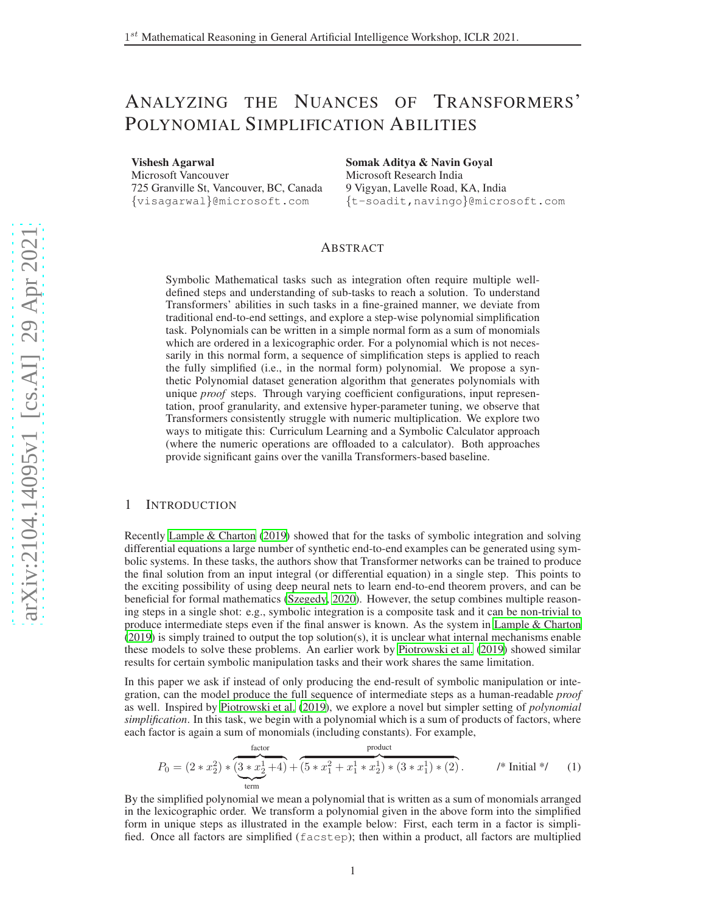# Analyzing the Nuances of Transformers' Polynomial Simplification Abilities

**Vishesh Agarwal**
Microsoft Vancouver
725 Granville St, Vancouver, BC, Canada
{visagarwal}@microsoft.com

**Somak Aditya & Navin Goyal**
Microsoft Research India
9 Vigyan, Lavelle Road, KA, India
{t-soadit,navingo}@microsoft.com

## Abstract

Symbolic Mathematical tasks such as integration often require multiple well-defined steps and understanding of sub-tasks to reach a solution. To understand Transformers' abilities in such tasks in a fine-grained manner, we deviate from traditional end-to-end settings, and explore a step-wise polynomial simplification task. Polynomials can be written in a simple normal form as a sum of monomials which are ordered in a lexicographic order. For a polynomial which is not necessarily in this normal form, a sequence of simplification steps is applied to reach the fully simplified (i.e., in the normal form) polynomial. We propose a synthetic Polynomial dataset generation algorithm that generates polynomials with unique *proof* steps. Through varying coefficient configurations, input representation, proof granularity, and extensive hyper-parameter tuning, we observe that Transformers consistently struggle with numeric multiplication. We explore two ways to mitigate this: Curriculum Learning and a Symbolic Calculator approach (where the numeric operations are offloaded to a calculator). Both approaches provide significant gains over the vanilla Transformers-based baseline.

## 1 Introduction

Recently Lample & Charton (2019) showed that for the tasks of symbolic integration and solving differential equations a large number of synthetic end-to-end examples can be generated using symbolic systems. In these tasks, the authors show that Transformer networks can be trained to produce the final solution from an input integral (or differential equation) in a single step. This points to the exciting possibility of using deep neural nets to learn end-to-end theorem provers, and can be beneficial for formal mathematics (Szegedy, 2020). However, the setup combines multiple reasoning steps in a single shot: e.g., symbolic integration is a composite task and it can be non-trivial to produce intermediate steps even if the final answer is known. As the system in Lample & Charton (2019) is simply trained to output the top solution(s), it is unclear what internal mechanisms enable these models to solve these problems. An earlier work by Piotrowski et al. (2019) showed similar results for certain symbolic manipulation tasks and their work shares the same limitation.

In this paper we ask if instead of only producing the end-result of symbolic manipulation or integration, can the model produce the full sequence of intermediate steps as a human-readable *proof* as well. Inspired by Piotrowski et al. (2019), we explore a novel but simpler setting of *polynomial simplification*. In this task, we begin with a polynomial which is a sum of products of factors, where each factor is again a sum of monomials (including constants). For example,

$$P_0 = (2 * x_2^2) * \overbrace{(\underbrace{3 * x_2^1}_{\text{term}} + 4)}^{\text{factor}} + \overbrace{(5 * x_1^2 + x_1^1 * x_2^1) * (3 * x_1^1) * (2)}^{\text{product}}. \qquad \text{/* Initial */} \qquad (1)$$

By the simplified polynomial we mean a polynomial that is written as a sum of monomials arranged in the lexicographic order. We transform a polynomial given in the above form into the simplified form in unique steps as illustrated in the example below: First, each term in a factor is simplified. Once all factors are simplified (`facstep`); then within a product, all factors are multiplied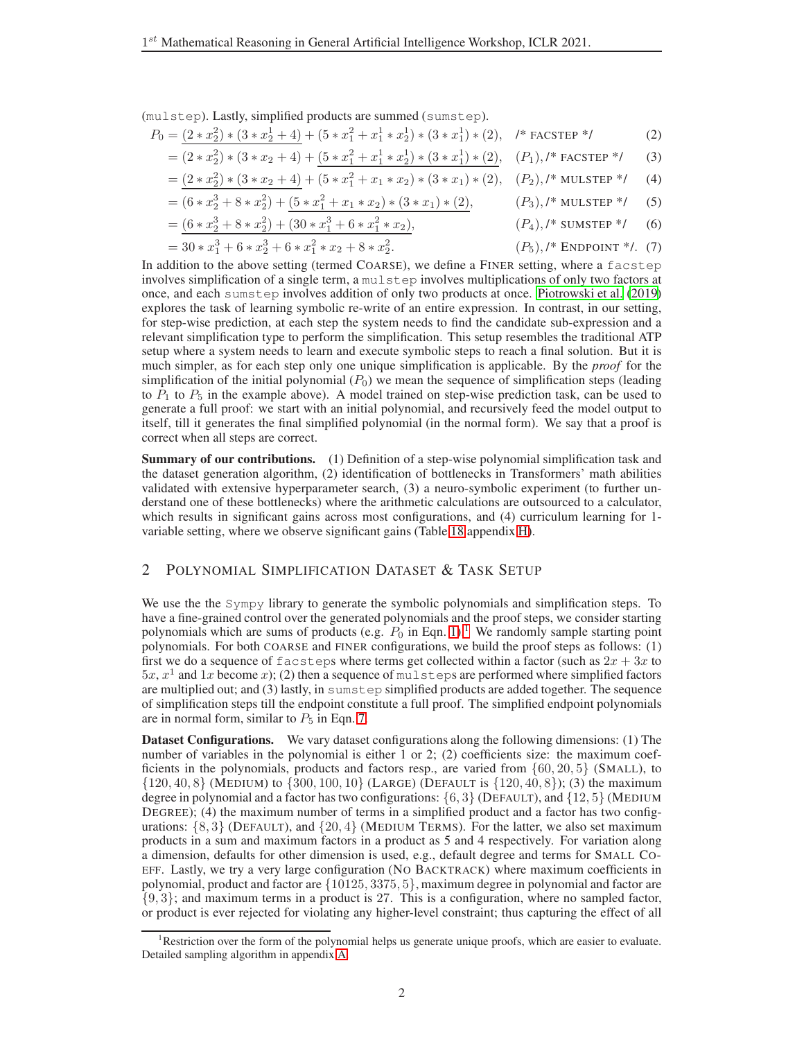(mulstep). Lastly, simplified products are summed (sumstep).

$$
\begin{aligned}
P_0 &= \underline{(2 * x_2^2) * (3 * x_2^1 + 4)} + (5 * x_1^2 + x_1^1 * x_2^1) * (3 * x_1^1) * (2), && \text{/* FACSTEP */} \quad (2)\\
&= (2 * x_2^2) * (3 * x_2 + 4) + \underline{(5 * x_1^2 + x_1^1 * x_2^1) * (3 * x_1^1) * (2)}, && (P_1), \text{/* FACSTEP */} \quad (3)\\
&= \underline{(2 * x_2^2) * (3 * x_2 + 4)} + (5 * x_1^2 + x_1 * x_2) * (3 * x_1) * (2), && (P_2), \text{/* MULSTEP */} \quad (4)\\
&= (6 * x_2^3 + 8 * x_2^2) + \underline{(5 * x_1^2 + x_1 * x_2) * (3 * x_1) * (2)}, && (P_3), \text{/* MULSTEP */} \quad (5)\\
&= \underline{(6 * x_2^3 + 8 * x_2^2) + (30 * x_1^3 + 6 * x_1^2 * x_2)}, && (P_4), \text{/* SUMSTEP */} \quad (6)\\
&= 30 * x_1^3 + 6 * x_2^3 + 6 * x_1^2 * x_2 + 8 * x_2^2. && (P_5), \text{/* ENDPOINT */}. \quad (7)
\end{aligned}
$$

In addition to the above setting (termed COARSE), we define a FINER setting, where a facstep involves simplification of a single term, a mulstep involves multiplications of only two factors at once, and each sumstep involves addition of only two products at once. Piotrowski et al. (2019) explores the task of learning symbolic re-write of an entire expression. In contrast, in our setting, for step-wise prediction, at each step the system needs to find the candidate sub-expression and a relevant simplification type to perform the simplification. This setup resembles the traditional ATP setup where a system needs to learn and execute symbolic steps to reach a final solution. But it is much simpler, as for each step only one unique simplification is applicable. By the *proof* for the simplification of the initial polynomial ($P_0$) we mean the sequence of simplification steps (leading to $P_1$ to $P_5$ in the example above). A model trained on step-wise prediction task, can be used to generate a full proof: we start with an initial polynomial, and recursively feed the model output to itself, till it generates the final simplified polynomial (in the normal form). We say that a proof is correct when all steps are correct.

**Summary of our contributions.** (1) Definition of a step-wise polynomial simplification task and the dataset generation algorithm, (2) identification of bottlenecks in Transformers' math abilities validated with extensive hyperparameter search, (3) a neuro-symbolic experiment (to further understand one of these bottlenecks) where the arithmetic calculations are outsourced to a calculator, which results in significant gains across most configurations, and (4) curriculum learning for 1-variable setting, where we observe significant gains (Table 18 appendix H).

## 2 POLYNOMIAL SIMPLIFICATION DATASET & TASK SETUP

We use the the Sympy library to generate the symbolic polynomials and simplification steps. To have a fine-grained control over the generated polynomials and the proof steps, we consider starting polynomials which are sums of products (e.g. $P_0$ in Eqn. 1).[1] We randomly sample starting point polynomials. For both COARSE and FINER configurations, we build the proof steps as follows: (1) first we do a sequence of facsteps where terms get collected within a factor (such as $2x + 3x$ to $5x$, $x^1$ and $1x$ become $x$); (2) then a sequence of mulsteps are performed where simplified factors are multiplied out; and (3) lastly, in sumstep simplified products are added together. The sequence of simplification steps till the endpoint constitute a full proof. The simplified endpoint polynomials are in normal form, similar to $P_5$ in Eqn. 7.

**Dataset Configurations.** We vary dataset configurations along the following dimensions: (1) The number of variables in the polynomial is either 1 or 2; (2) coefficients size: the maximum coefficients in the polynomials, products and factors resp., are varied from $\{60, 20, 5\}$ (SMALL), to $\{120, 40, 8\}$ (MEDIUM) to $\{300, 100, 10\}$ (LARGE) (DEFAULT is $\{120, 40, 8\}$); (3) the maximum degree in polynomial and a factor has two configurations: $\{6, 3\}$ (DEFAULT), and $\{12, 5\}$ (MEDIUM DEGREE); (4) the maximum number of terms in a simplified product and a factor has two configurations: $\{8, 3\}$ (DEFAULT), and $\{20, 4\}$ (MEDIUM TERMS). For the latter, we also set maximum products in a sum and maximum factors in a product as 5 and 4 respectively. For variation along a dimension, defaults for other dimension is used, e.g., default degree and terms for SMALL COEFF. Lastly, we try a very large configuration (NO BACKTRACK) where maximum coefficients in polynomial, product and factor are $\{10125, 3375, 5\}$, maximum degree in polynomial and factor are $\{9, 3\}$; and maximum terms in a product is 27. This is a configuration, where no sampled factor, or product is ever rejected for violating any higher-level constraint; thus capturing the effect of all

[1] Restriction over the form of the polynomial helps us generate unique proofs, which are easier to evaluate. Detailed sampling algorithm in appendix A.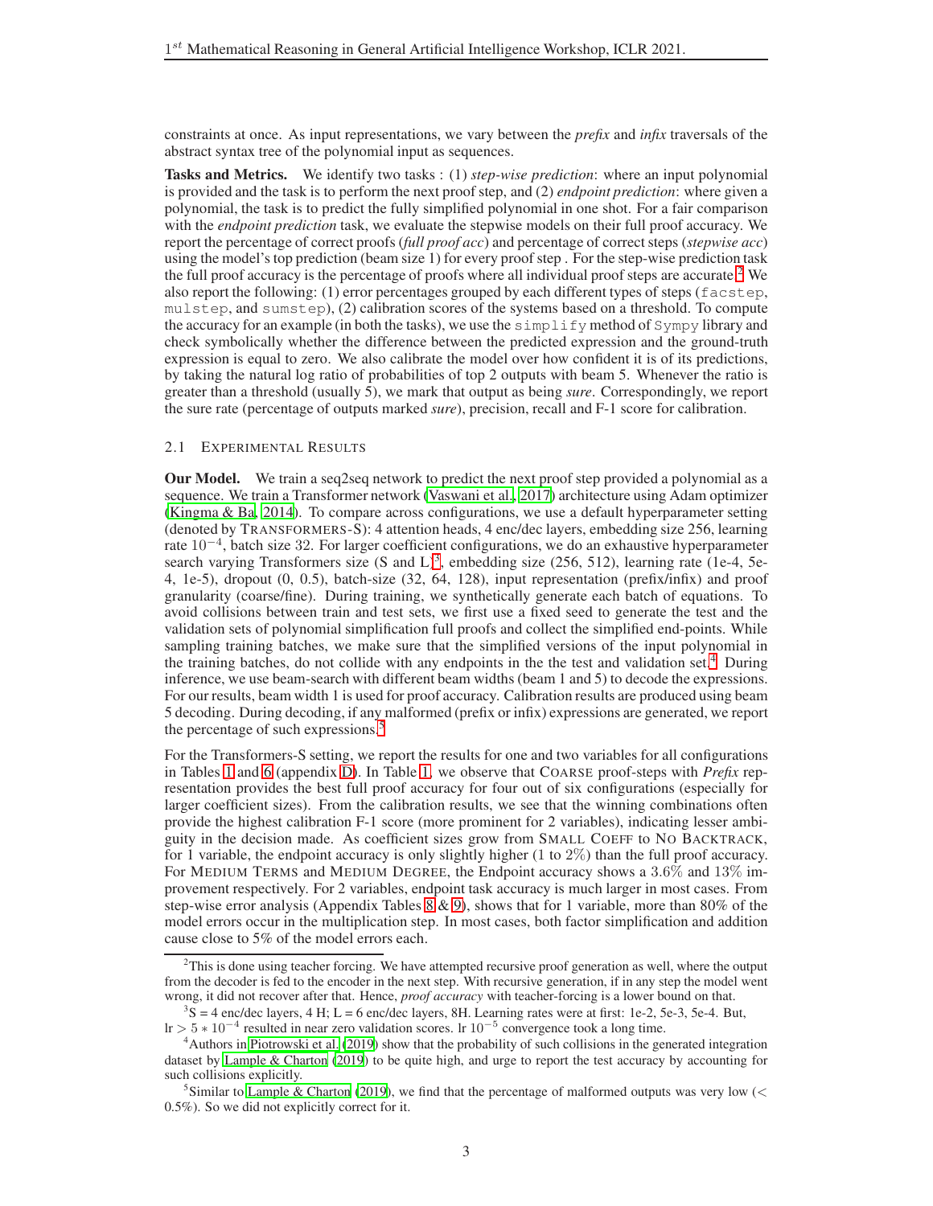constraints at once. As input representations, we vary between the *prefix* and *infix* traversals of the abstract syntax tree of the polynomial input as sequences.

**Tasks and Metrics.** We identify two tasks : (1) *step-wise prediction*: where an input polynomial is provided and the task is to perform the next proof step, and (2) *endpoint prediction*: where given a polynomial, the task is to predict the fully simplified polynomial in one shot. For a fair comparison with the *endpoint prediction* task, we evaluate the stepwise models on their full proof accuracy. We report the percentage of correct proofs (*full proof acc*) and percentage of correct steps (*stepwise acc*) using the model's top prediction (beam size 1) for every proof step . For the step-wise prediction task the full proof accuracy is the percentage of proofs where all individual proof steps are accurate.[2] We also report the following: (1) error percentages grouped by each different types of steps (`facstep`, `mulstep`, and `sumstep`), (2) calibration scores of the systems based on a threshold. To compute the accuracy for an example (in both the tasks), we use the `simplify` method of `Sympy` library and check symbolically whether the difference between the predicted expression and the ground-truth expression is equal to zero. We also calibrate the model over how confident it is of its predictions, by taking the natural log ratio of probabilities of top 2 outputs with beam 5. Whenever the ratio is greater than a threshold (usually 5), we mark that output as being *sure*. Correspondingly, we report the sure rate (percentage of outputs marked *sure*), precision, recall and F-1 score for calibration.

### 2.1 Experimental Results

**Our Model.** We train a seq2seq network to predict the next proof step provided a polynomial as a sequence. We train a Transformer network (Vaswani et al., 2017) architecture using Adam optimizer (Kingma & Ba, 2014). To compare across configurations, we use a default hyperparameter setting (denoted by Transformers-S): 4 attention heads, 4 enc/dec layers, embedding size 256, learning rate $10^{-4}$, batch size 32. For larger coefficient configurations, we do an exhaustive hyperparameter search varying Transformers size (S and L)[3], embedding size (256, 512), learning rate (1e-4, 5e-4, 1e-5), dropout (0, 0.5), batch-size (32, 64, 128), input representation (prefix/infix) and proof granularity (coarse/fine). During training, we synthetically generate each batch of equations. To avoid collisions between train and test sets, we first use a fixed seed to generate the test and the validation sets of polynomial simplification full proofs and collect the simplified end-points. While sampling training batches, we make sure that the simplified versions of the input polynomial in the training batches, do not collide with any endpoints in the the test and validation set.[4] During inference, we use beam-search with different beam widths (beam 1 and 5) to decode the expressions. For our results, beam width 1 is used for proof accuracy. Calibration results are produced using beam 5 decoding. During decoding, if any malformed (prefix or infix) expressions are generated, we report the percentage of such expressions.[5]

For the Transformers-S setting, we report the results for one and two variables for all configurations in Tables 1 and 6 (appendix D). In Table 1, we observe that Coarse proof-steps with *Prefix* representation provides the best full proof accuracy for four out of six configurations (especially for larger coefficient sizes). From the calibration results, we see that the winning combinations often provide the highest calibration F-1 score (more prominent for 2 variables), indicating lesser ambiguity in the decision made. As coefficient sizes grow from Small Coeff to No Backtrack, for 1 variable, the endpoint accuracy is only slightly higher (1 to 2%) than the full proof accuracy. For Medium Terms and Medium Degree, the Endpoint accuracy shows a 3.6% and 13% improvement respectively. For 2 variables, endpoint task accuracy is much larger in most cases. From step-wise error analysis (Appendix Tables 8 & 9), shows that for 1 variable, more than 80% of the model errors occur in the multiplication step. In most cases, both factor simplification and addition cause close to 5% of the model errors each.

[2] This is done using teacher forcing. We have attempted recursive proof generation as well, where the output from the decoder is fed to the encoder in the next step. With recursive generation, if in any step the model went wrong, it did not recover after that. Hence, *proof accuracy* with teacher-forcing is a lower bound on that.

[3] S = 4 enc/dec layers, 4 H; L = 6 enc/dec layers, 8H. Learning rates were at first: 1e-2, 5e-3, 5e-4. But, lr $> 5 * 10^{-4}$ resulted in near zero validation scores. lr $10^{-5}$ convergence took a long time.

[4] Authors in Piotrowski et al. (2019) show that the probability of such collisions in the generated integration dataset by Lample & Charton (2019) to be quite high, and urge to report the test accuracy by accounting for such collisions explicitly.

[5] Similar to Lample & Charton (2019), we find that the percentage of malformed outputs was very low ($<$ 0.5%). So we did not explicitly correct for it.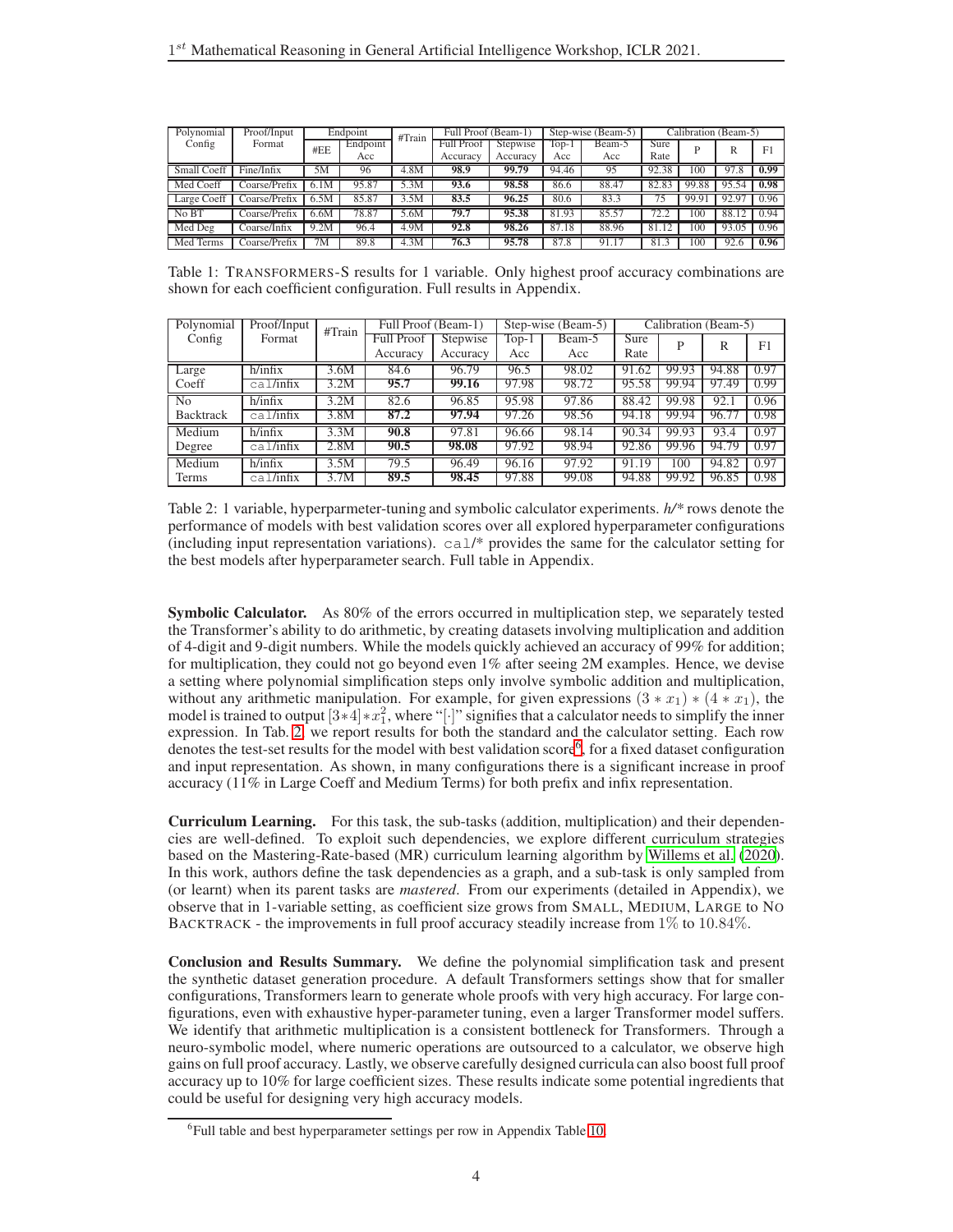| Polynomial Config | Proof/Input Format | Endpoint | | #Train | Full Proof (Beam-1) | | Step-wise (Beam-5) | | Calibration (Beam-5) | | | |
|---|---|---|---|---|---|---|---|---|---|---|---|---|
| | | #EE | Endpoint Acc | | Full Proof Accuracy | Stepwise Accuracy | Top-1 Acc | Beam-5 Acc | Sure Rate | P | R | F1 |
| Small Coeff | Fine/Infix | 5M | 96 | 4.8M | **98.9** | **99.79** | 94.46 | 95 | 92.38 | 100 | 97.8 | **0.99** |
| Med Coeff | Coarse/Prefix | 6.1M | 95.87 | 5.3M | **93.6** | **98.58** | 86.6 | 88.47 | 82.83 | 99.88 | 95.54 | **0.98** |
| Large Coeff | Coarse/Prefix | 6.5M | 85.87 | 3.5M | **83.5** | **96.25** | 80.6 | 83.3 | 75 | 99.91 | 92.97 | 0.96 |
| No BT | Coarse/Prefix | 6.6M | 78.87 | 5.6M | **79.7** | **95.38** | 81.93 | 85.57 | 72.2 | 100 | 88.12 | 0.94 |
| Med Deg | Coarse/Infix | 9.2M | 96.4 | 4.9M | **92.8** | **98.26** | 87.18 | 88.96 | 81.12 | 100 | 93.05 | 0.96 |
| Med Terms | Coarse/Prefix | 7M | 89.8 | 4.3M | **76.3** | **95.78** | 87.8 | 91.17 | 81.3 | 100 | 92.6 | **0.96** |

Table 1: TRANSFORMERS-S results for 1 variable. Only highest proof accuracy combinations are shown for each coefficient configuration. Full results in Appendix.

| Polynomial Config | Proof/Input Format | #Train | Full Proof (Beam-1) | | Step-wise (Beam-5) | | Calibration (Beam-5) | | | |
|---|---|---|---|---|---|---|---|---|---|---|
| | | | Full Proof Accuracy | Stepwise Accuracy | Top-1 Acc | Beam-5 Acc | Sure Rate | P | R | F1 |
| Large Coeff | h/infix | 3.6M | 84.6 | 96.79 | 96.5 | 98.02 | 91.62 | 99.93 | 94.88 | 0.97 |
| | `cal`/infix | 3.2M | **95.7** | **99.16** | 97.98 | 98.72 | 95.58 | 99.94 | 97.49 | 0.99 |
| No Backtrack | h/infix | 3.2M | 82.6 | 96.85 | 95.98 | 97.86 | 88.42 | 99.98 | 92.1 | 0.96 |
| | `cal`/infix | 3.8M | **87.2** | **97.94** | 97.26 | 98.56 | 94.18 | 99.94 | 96.77 | 0.98 |
| Medium Degree | h/infix | 3.3M | **90.8** | 97.81 | 96.66 | 98.14 | 90.34 | 99.93 | 93.4 | 0.97 |
| | `cal`/infix | 2.8M | **90.5** | **98.08** | 97.92 | 98.94 | 92.86 | 99.96 | 94.79 | 0.97 |
| Medium Terms | h/infix | 3.5M | 79.5 | 96.49 | 96.16 | 97.92 | 91.19 | 100 | 94.82 | 0.97 |
| | `cal`/infix | 3.7M | **89.5** | **98.45** | 97.88 | 99.08 | 94.88 | 99.92 | 96.85 | 0.98 |

Table 2: 1 variable, hyperparmeter-tuning and symbolic calculator experiments. *h/** rows denote the performance of models with best validation scores over all explored hyperparameter configurations (including input representation variations). `cal`/* provides the same for the calculator setting for the best models after hyperparameter search. Full table in Appendix.

**Symbolic Calculator.** As 80% of the errors occurred in multiplication step, we separately tested the Transformer's ability to do arithmetic, by creating datasets involving multiplication and addition of 4-digit and 9-digit numbers. While the models quickly achieved an accuracy of 99% for addition; for multiplication, they could not go beyond even 1% after seeing 2M examples. Hence, we devise a setting where polynomial simplification steps only involve symbolic addition and multiplication, without any arithmetic manipulation. For example, for given expressions $(3 * x_1) * (4 * x_1)$, the model is trained to output $[3*4]*x_1^2$, where "$[\cdot]$" signifies that a calculator needs to simplify the inner expression. In Tab. 2, we report results for both the standard and the calculator setting. Each row denotes the test-set results for the model with best validation score[6], for a fixed dataset configuration and input representation. As shown, in many configurations there is a significant increase in proof accuracy (11% in Large Coeff and Medium Terms) for both prefix and infix representation.

**Curriculum Learning.** For this task, the sub-tasks (addition, multiplication) and their dependencies are well-defined. To exploit such dependencies, we explore different curriculum strategies based on the Mastering-Rate-based (MR) curriculum learning algorithm by Willems et al. (2020). In this work, authors define the task dependencies as a graph, and a sub-task is only sampled from (or learnt) when its parent tasks are *mastered*. From our experiments (detailed in Appendix), we observe that in 1-variable setting, as coefficient size grows from SMALL, MEDIUM, LARGE to NO BACKTRACK - the improvements in full proof accuracy steadily increase from $1\%$ to $10.84\%$.

**Conclusion and Results Summary.** We define the polynomial simplification task and present the synthetic dataset generation procedure. A default Transformers settings show that for smaller configurations, Transformers learn to generate whole proofs with very high accuracy. For large configurations, even with exhaustive hyper-parameter tuning, even a larger Transformer model suffers. We identify that arithmetic multiplication is a consistent bottleneck for Transformers. Through a neuro-symbolic model, where numeric operations are outsourced to a calculator, we observe high gains on full proof accuracy. Lastly, we observe carefully designed curricula can also boost full proof accuracy up to 10% for large coefficient sizes. These results indicate some potential ingredients that could be useful for designing very high accuracy models.

[6] Full table and best hyperparameter settings per row in Appendix Table 10.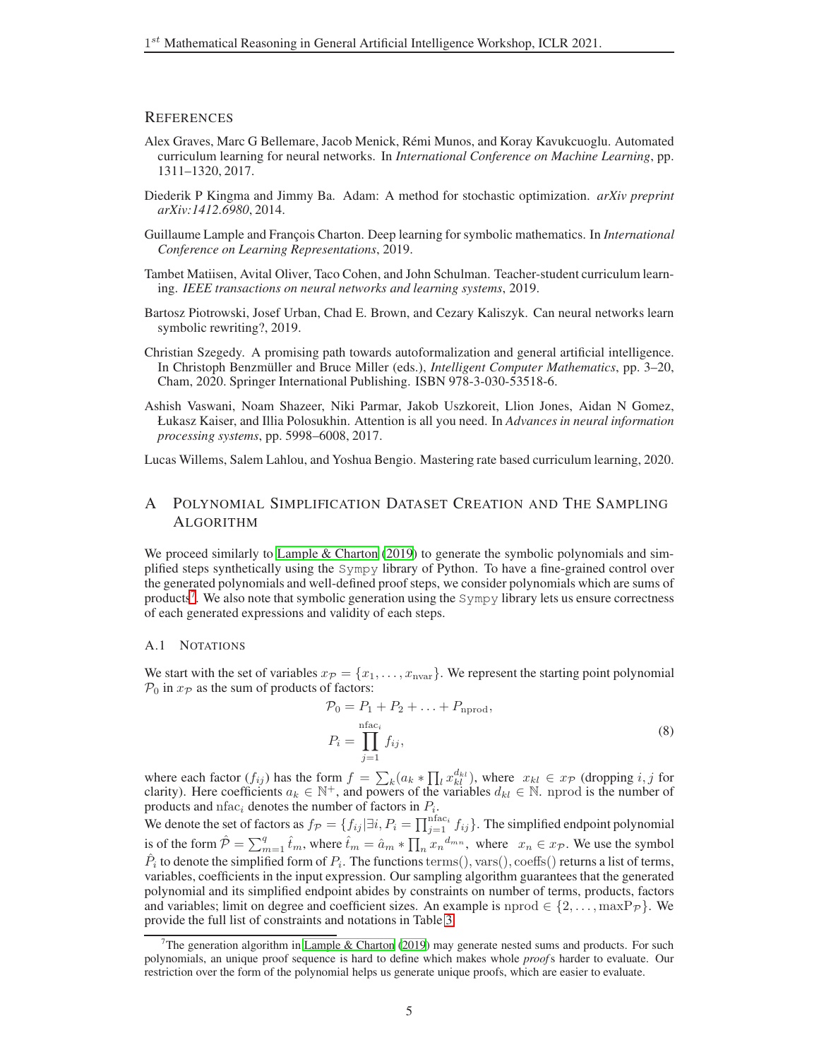## References

Alex Graves, Marc G Bellemare, Jacob Menick, Rémi Munos, and Koray Kavukcuoglu. Automated curriculum learning for neural networks. In *International Conference on Machine Learning*, pp. 1311–1320, 2017.

Diederik P Kingma and Jimmy Ba. Adam: A method for stochastic optimization. *arXiv preprint arXiv:1412.6980*, 2014.

Guillaume Lample and François Charton. Deep learning for symbolic mathematics. In *International Conference on Learning Representations*, 2019.

Tambet Matiisen, Avital Oliver, Taco Cohen, and John Schulman. Teacher-student curriculum learning. *IEEE transactions on neural networks and learning systems*, 2019.

Bartosz Piotrowski, Josef Urban, Chad E. Brown, and Cezary Kaliszyk. Can neural networks learn symbolic rewriting?, 2019.

Christian Szegedy. A promising path towards autoformalization and general artificial intelligence. In Christoph Benzmüller and Bruce Miller (eds.), *Intelligent Computer Mathematics*, pp. 3–20, Cham, 2020. Springer International Publishing. ISBN 978-3-030-53518-6.

Ashish Vaswani, Noam Shazeer, Niki Parmar, Jakob Uszkoreit, Llion Jones, Aidan N Gomez, Łukasz Kaiser, and Illia Polosukhin. Attention is all you need. In *Advances in neural information processing systems*, pp. 5998–6008, 2017.

Lucas Willems, Salem Lahlou, and Yoshua Bengio. Mastering rate based curriculum learning, 2020.

## A Polynomial Simplification Dataset Creation and The Sampling Algorithm

We proceed similarly to Lample & Charton (2019) to generate the symbolic polynomials and simplified steps synthetically using the Sympy library of Python. To have a fine-grained control over the generated polynomials and well-defined proof steps, we consider polynomials which are sums of products[7]. We also note that symbolic generation using the Sympy library lets us ensure correctness of each generated expressions and validity of each steps.

### A.1 Notations

We start with the set of variables $x_{\mathcal{P}} = \{x_1, \ldots, x_{\text{nvar}}\}$. We represent the starting point polynomial $\mathcal{P}_0$ in $x_{\mathcal{P}}$ as the sum of products of factors:

$$
\begin{aligned}
\mathcal{P}_0 &= P_1 + P_2 + \ldots + P_{\text{nprod}}, \\
P_i &= \prod_{j=1}^{\text{nfac}_i} f_{ij},
\end{aligned}
\tag{8}
$$

where each factor ($f_{ij}$) has the form $f = \sum_k (a_k * \prod_l x_{kl}^{d_{kl}})$, where $x_{kl} \in x_{\mathcal{P}}$ (dropping $i, j$ for clarity). Here coefficients $a_k \in \mathbb{N}^+$, and powers of the variables $d_{kl} \in \mathbb{N}$. nprod is the number of products and $\text{nfac}_i$ denotes the number of factors in $P_i$.

We denote the set of factors as $f_{\mathcal{P}} = \{f_{ij} | \exists i, P_i = \prod_{j=1}^{\text{nfac}_i} f_{ij}\}$. The simplified endpoint polynomial is of the form $\hat{\mathcal{P}} = \sum_{m=1}^{q} \hat{t}_m$, where $\hat{t}_m = \hat{a}_m * \prod_n {x_n}^{d_{mn}}$, where $x_n \in x_{\mathcal{P}}$. We use the symbol $\hat{P}_i$ to denote the simplified form of $P_i$. The functions $\text{terms}(), \text{vars}(), \text{coeffs}()$ returns a list of terms, variables, coefficients in the input expression. Our sampling algorithm guarantees that the generated polynomial and its simplified endpoint abides by constraints on number of terms, products, factors and variables; limit on degree and coefficient sizes. An example is $\text{nprod} \in \{2, \ldots, \text{maxP}_{\mathcal{P}}\}$. We provide the full list of constraints and notations in Table 3.

[7] The generation algorithm in Lample & Charton (2019) may generate nested sums and products. For such polynomials, an unique proof sequence is hard to define which makes whole *proof*s harder to evaluate. Our restriction over the form of the polynomial helps us generate unique proofs, which are easier to evaluate.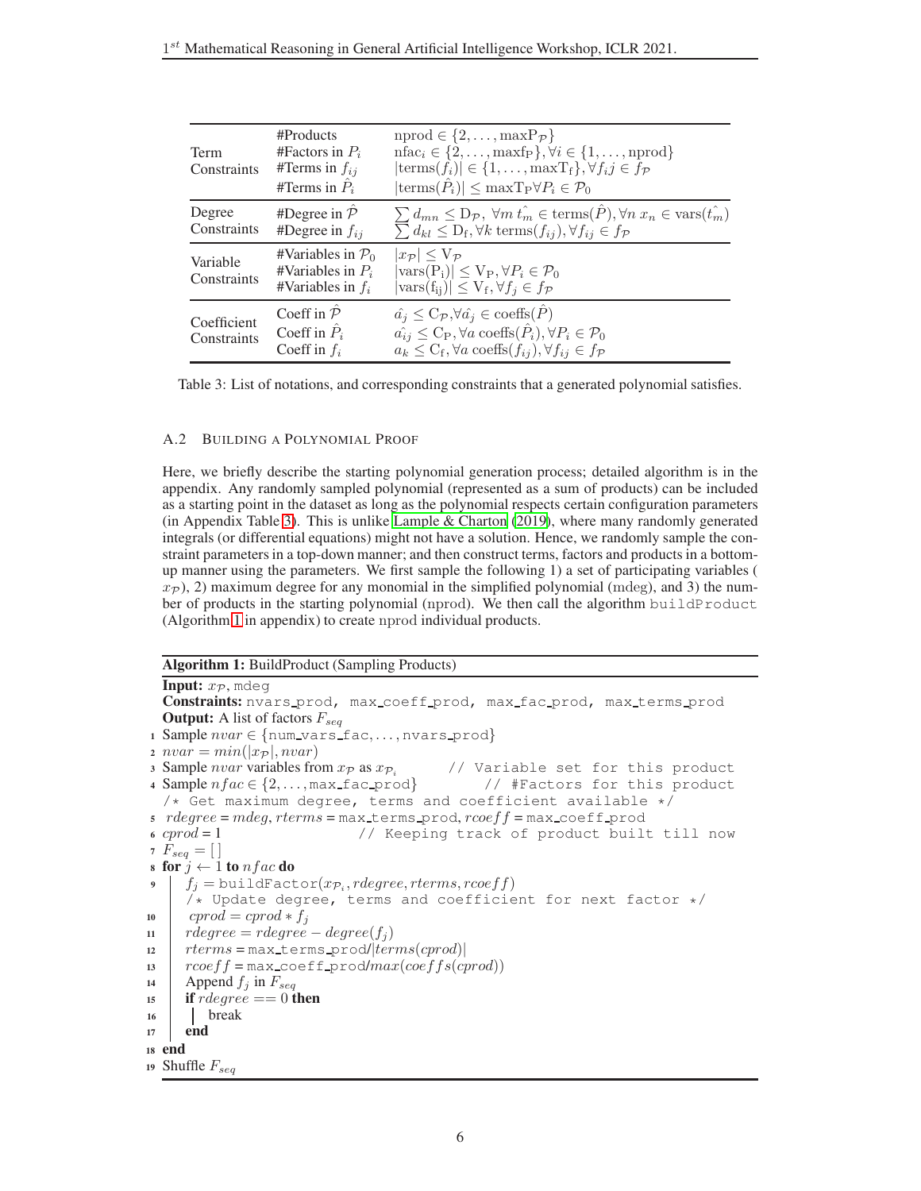| | | |
|---|---|---|
| Term Constraints | #Products<br>#Factors in $P_i$<br>#Terms in $f_{ij}$<br>#Terms in $\hat{P}_i$ | $\text{nprod} \in \{2, \dots, \text{maxP}_{\mathcal{P}}\}$<br>$\text{nfac}_i \in \{2, \dots, \text{maxf}_{\text{P}}\}, \forall i \in \{1, \dots, \text{nprod}\}$<br>$\lvert\text{terms}(f_i)\rvert \in \{1, \dots, \text{maxT}_{\text{f}}\}, \forall f_i j \in f_{\mathcal{P}}$<br>$\lvert\text{terms}(\hat{P}_i)\rvert \leq \text{maxT}_{\text{P}} \forall P_i \in \mathcal{P}_0$ |
| Degree Constraints | #Degree in $\hat{\mathcal{P}}$<br>#Degree in $f_{ij}$ | $\sum d_{mn} \leq \text{D}_{\mathcal{P}},\ \forall m\ \hat{t_m} \in \text{terms}(\hat{P}), \forall n\ x_n \in \text{vars}(\hat{t_m})$<br>$\sum d_{kl} \leq \text{D}_{\text{f}}, \forall k\ \text{terms}(f_{ij}), \forall f_{ij} \in f_{\mathcal{P}}$ |
| Variable Constraints | #Variables in $\mathcal{P}_0$<br>#Variables in $P_i$<br>#Variables in $f_i$ | $\lvert x_{\mathcal{P}}\rvert \leq \text{V}_{\mathcal{P}}$<br>$\lvert\text{vars}(\text{P}_\text{i})\rvert \leq \text{V}_{\text{P}}, \forall P_i \in \mathcal{P}_0$<br>$\lvert\text{vars}(\text{f}_{\text{ij}})\rvert \leq \text{V}_{\text{f}}, \forall f_j \in f_{\mathcal{P}}$ |
| Coefficient Constraints | Coeff in $\hat{\mathcal{P}}$<br>Coeff in $\hat{P}_i$<br>Coeff in $f_i$ | $\hat{a_j} \leq \text{C}_{\mathcal{P}}, \forall \hat{a_j} \in \text{coeffs}(\hat{P})$<br>$\hat{a_{ij}} \leq \text{C}_{\text{P}}, \forall a\ \text{coeffs}(\hat{P}_i), \forall P_i \in \mathcal{P}_0$<br>$a_k \leq \text{C}_{\text{f}}, \forall a\ \text{coeffs}(f_{ij}), \forall f_{ij} \in f_{\mathcal{P}}$ |

Table 3: List of notations, and corresponding constraints that a generated polynomial satisfies.

### A.2 Building a Polynomial Proof

Here, we briefly describe the starting polynomial generation process; detailed algorithm is in the appendix. Any randomly sampled polynomial (represented as a sum of products) can be included as a starting point in the dataset as long as the polynomial respects certain configuration parameters (in Appendix Table 3). This is unlike Lample & Charton (2019), where many randomly generated integrals (or differential equations) might not have a solution. Hence, we randomly sample the constraint parameters in a top-down manner; and then construct terms, factors and products in a bottom-up manner using the parameters. We first sample the following 1) a set of participating variables ( $x_{\mathcal{P}}$), 2) maximum degree for any monomial in the simplified polynomial (mdeg), and 3) the number of products in the starting polynomial (nprod). We then call the algorithm `buildProduct` (Algorithm 1 in appendix) to create nprod individual products.

**Algorithm 1:** BuildProduct (Sampling Products)

**Input:** $x_{\mathcal{P}}$, mdeg
**Constraints:** nvars_prod, max_coeff_prod, max_fac_prod, max_terms_prod
**Output:** A list of factors $F_{seq}$

```
1  Sample nvar ∈ {num_vars_fac, ..., nvars_prod}
2  nvar = min(|x_P|, nvar)
3  Sample nvar variables from x_P as x_{P_i}        // Variable set for this product
4  Sample nfac ∈ {2, ..., max_fac_prod}             // #Factors for this product
   /* Get maximum degree, terms and coefficient available */
5  rdegree = mdeg, rterms = max_terms_prod, rcoeff = max_coeff_prod
6  cprod = 1                       // Keeping track of product built till now
7  F_seq = [ ]
8  for j ← 1 to nfac do
9      f_j = buildFactor(x_{P_i}, rdegree, rterms, rcoeff)
       /* Update degree, terms and coefficient for next factor */
10     cprod = cprod * f_j
11     rdegree = rdegree − degree(f_j)
12     rterms = max_terms_prod/|terms(cprod)|
13     rcoeff = max_coeff_prod/max(coeffs(cprod))
14     Append f_j in F_seq
15     if rdegree == 0 then
16         break
17     end
18 end
19 Shuffle F_seq
```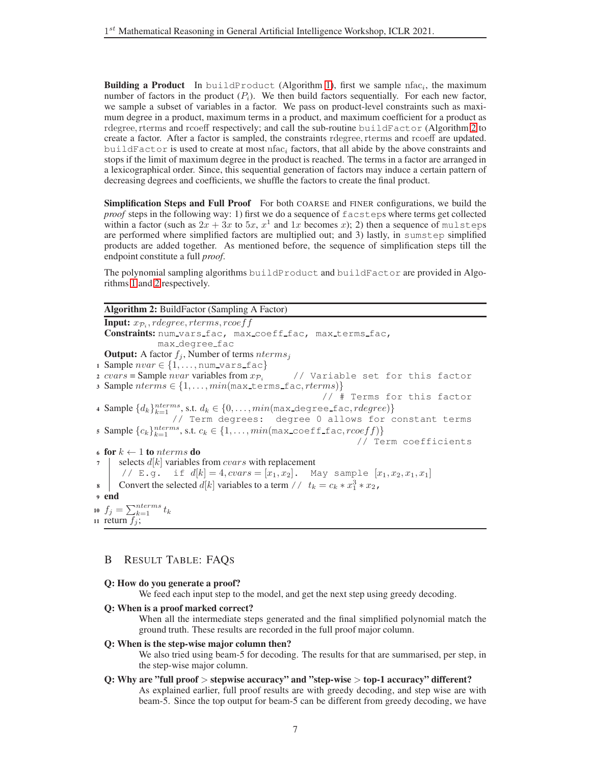**Building a Product** In `buildProduct` (Algorithm 1), first we sample $\text{nfac}_i$, the maximum number of factors in the product ($P_i$). We then build factors sequentially. For each new factor, we sample a subset of variables in a factor. We pass on product-level constraints such as maximum degree in a product, maximum terms in a product, and maximum coefficient for a product as $\text{rdegree}, \text{rterms}$ and $\text{rcoeff}$ respectively; and call the sub-routine `buildFactor` (Algorithm 2 to create a factor. After a factor is sampled, the constraints $\text{rdegree}, \text{rterms}$ and $\text{rcoeff}$ are updated. `buildFactor` is used to create at most $\text{nfac}_i$ factors, that all abide by the above constraints and stops if the limit of maximum degree in the product is reached. The terms in a factor are arranged in a lexicographical order. Since, this sequential generation of factors may induce a certain pattern of decreasing degrees and coefficients, we shuffle the factors to create the final product.

**Simplification Steps and Full Proof** For both COARSE and FINER configurations, we build the *proof* steps in the following way: 1) first we do a sequence of `facstep`s where terms get collected within a factor (such as $2x + 3x$ to $5x$, $x^1$ and $1x$ becomes $x$); 2) then a sequence of `mulstep`s are performed where simplified factors are multiplied out; and 3) lastly, in `sumstep` simplified products are added together. As mentioned before, the sequence of simplification steps till the endpoint constitute a full *proof*.

The polynomial sampling algorithms `buildProduct` and `buildFactor` are provided in Algorithms 1 and 2 respectively.

**Algorithm 2:** BuildFactor (Sampling A Factor)

**Input:** $x_{\mathcal{P}_i}, rdegree, rterms, rcoeff$
**Constraints:** `num_vars_fac, max_coeff_fac, max_terms_fac, max_degree_fac`
**Output:** A factor $f_j$, Number of terms $nterms_j$

1. Sample $nvar \in \{1, \ldots, \texttt{num\_vars\_fac}\}$
2. $cvars$ = Sample $nvar$ variables from $x_{\mathcal{P}_i}$ `// Variable set for this factor`
3. Sample $nterms \in \{1, \ldots, min(\texttt{max\_terms\_fac}, rterms)\}$ `// # Terms for this factor`
4. Sample $\{d_k\}_{k=1}^{nterms}$, s.t. $d_k \in \{0, \ldots, min(\texttt{max\_degree\_fac}, rdegree)\}$ `// Term degrees: degree 0 allows for constant terms`
5. Sample $\{c_k\}_{k=1}^{nterms}$, s.t. $c_k \in \{1, \ldots, min(\texttt{max\_coeff\_fac}, rcoeff)\}$ `// Term coefficients`
6. **for** $k \leftarrow 1$ **to** $nterms$ **do**
7. &nbsp;&nbsp;&nbsp;&nbsp;selects $d[k]$ variables from $cvars$ with replacement
   &nbsp;&nbsp;&nbsp;&nbsp;`// E.g. if` $d[k] = 4, cvars = [x_1, x_2]$. `May sample` $[x_1, x_2, x_1, x_1]$
8. &nbsp;&nbsp;&nbsp;&nbsp;Convert the selected $d[k]$ variables to a term `//` $t_k = c_k * x_1^3 * x_2$,
9. **end**
10. $f_j = \sum_{k=1}^{nterms} t_k$
11. return $f_j$;

## B RESULT TABLE: FAQS

**Q: How do you generate a proof?**
We feed each input step to the model, and get the next step using greedy decoding.

**Q: When is a proof marked correct?**
When all the intermediate steps generated and the final simplified polynomial match the ground truth. These results are recorded in the full proof major column.

**Q: When is the step-wise major column then?**
We also tried using beam-5 for decoding. The results for that are summarised, per step, in the step-wise major column.

**Q: Why are "full proof > stepwise accuracy" and "step-wise > top-1 accuracy" different?**
As explained earlier, full proof results are with greedy decoding, and step wise are with beam-5. Since the top output for beam-5 can be different from greedy decoding, we have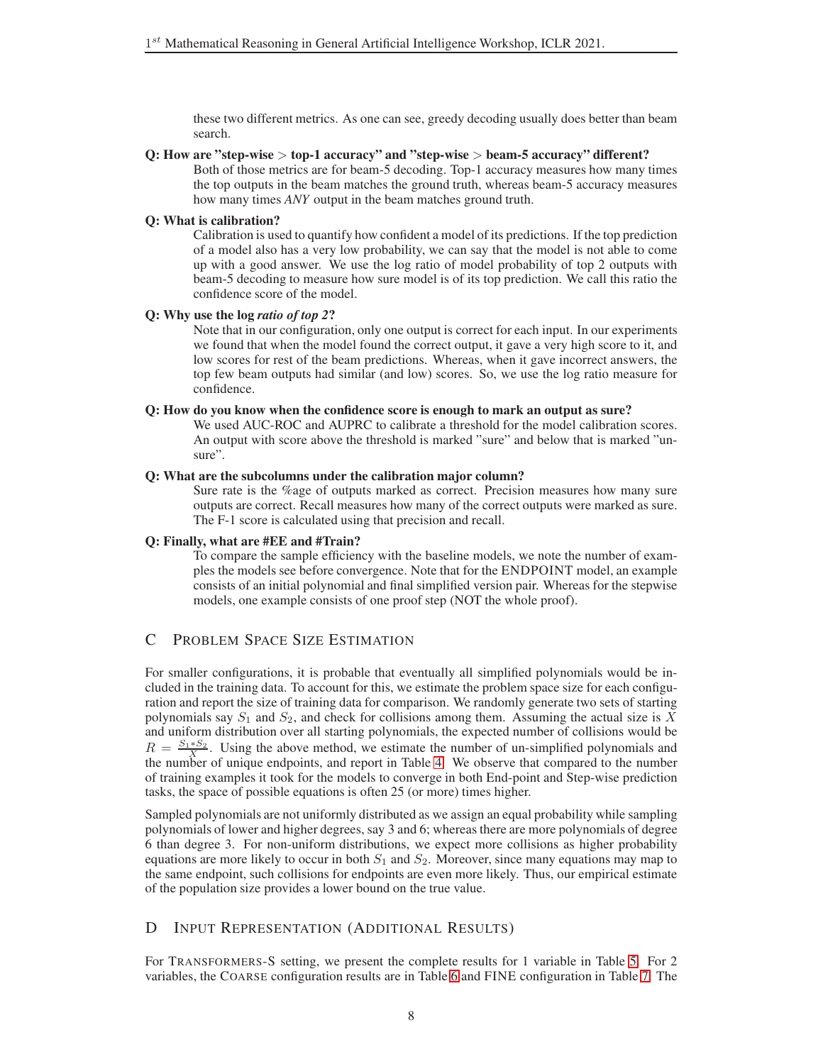these two different metrics. As one can see, greedy decoding usually does better than beam search.

**Q: How are "step-wise > top-1 accuracy" and "step-wise > beam-5 accuracy" different?**

Both of those metrics are for beam-5 decoding. Top-1 accuracy measures how many times the top outputs in the beam matches the ground truth, whereas beam-5 accuracy measures how many times *ANY* output in the beam matches ground truth.

**Q: What is calibration?**

Calibration is used to quantify how confident a model of its predictions. If the top prediction of a model also has a very low probability, we can say that the model is not able to come up with a good answer. We use the log ratio of model probability of top 2 outputs with beam-5 decoding to measure how sure model is of its top prediction. We call this ratio the confidence score of the model.

**Q: Why use the log *ratio of top 2*?**

Note that in our configuration, only one output is correct for each input. In our experiments we found that when the model found the correct output, it gave a very high score to it, and low scores for rest of the beam predictions. Whereas, when it gave incorrect answers, the top few beam outputs had similar (and low) scores. So, we use the log ratio measure for confidence.

**Q: How do you know when the confidence score is enough to mark an output as sure?**

We used AUC-ROC and AUPRC to calibrate a threshold for the model calibration scores. An output with score above the threshold is marked "sure" and below that is marked "unsure".

**Q: What are the subcolumns under the calibration major column?**

Sure rate is the %age of outputs marked as correct. Precision measures how many sure outputs are correct. Recall measures how many of the correct outputs were marked as sure. The F-1 score is calculated using that precision and recall.

**Q: Finally, what are #EE and #Train?**

To compare the sample efficiency with the baseline models, we note the number of examples the models see before convergence. Note that for the ENDPOINT model, an example consists of an initial polynomial and final simplified version pair. Whereas for the stepwise models, one example consists of one proof step (NOT the whole proof).

## C Problem Space Size Estimation

For smaller configurations, it is probable that eventually all simplified polynomials would be included in the training data. To account for this, we estimate the problem space size for each configuration and report the size of training data for comparison. We randomly generate two sets of starting polynomials say $S_1$ and $S_2$, and check for collisions among them. Assuming the actual size is $X$ and uniform distribution over all starting polynomials, the expected number of collisions would be $R = \frac{S_1 * S_2}{X}$. Using the above method, we estimate the number of un-simplified polynomials and the number of unique endpoints, and report in Table 4. We observe that compared to the number of training examples it took for the models to converge in both End-point and Step-wise prediction tasks, the space of possible equations is often 25 (or more) times higher.

Sampled polynomials are not uniformly distributed as we assign an equal probability while sampling polynomials of lower and higher degrees, say 3 and 6; whereas there are more polynomials of degree 6 than degree 3. For non-uniform distributions, we expect more collisions as higher probability equations are more likely to occur in both $S_1$ and $S_2$. Moreover, since many equations may map to the same endpoint, such collisions for endpoints are even more likely. Thus, our empirical estimate of the population size provides a lower bound on the true value.

## D Input Representation (Additional Results)

For Transformers-S setting, we present the complete results for 1 variable in Table 5. For 2 variables, the Coarse configuration results are in Table 6 and FINE configuration in Table 7. The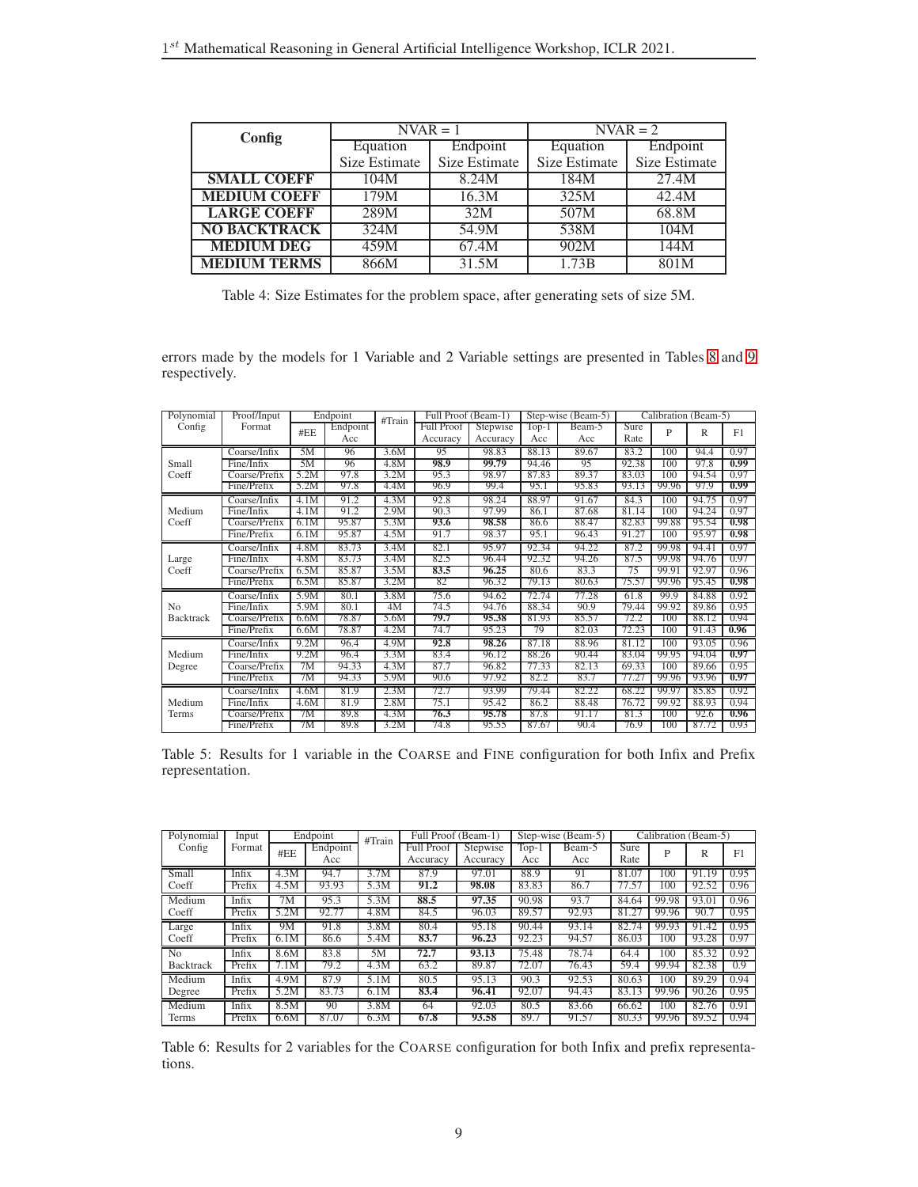| Config | NVAR = 1 | | NVAR = 2 | |
|---|---|---|---|---|
| | Equation Size Estimate | Endpoint Size Estimate | Equation Size Estimate | Endpoint Size Estimate |
| **SMALL COEFF** | 104M | 8.24M | 184M | 27.4M |
| **MEDIUM COEFF** | 179M | 16.3M | 325M | 42.4M |
| **LARGE COEFF** | 289M | 32M | 507M | 68.8M |
| **NO BACKTRACK** | 324M | 54.9M | 538M | 104M |
| **MEDIUM DEG** | 459M | 67.4M | 902M | 144M |
| **MEDIUM TERMS** | 866M | 31.5M | 1.73B | 801M |

Table 4: Size Estimates for the problem space, after generating sets of size 5M.

errors made by the models for 1 Variable and 2 Variable settings are presented in Tables 8 and 9 respectively.

| Polynomial Config | Proof/Input Format | Endpoint | | #Train | Full Proof (Beam-1) | | Step-wise (Beam-5) | | Calibration (Beam-5) | | | |
|---|---|---|---|---|---|---|---|---|---|---|---|---|
| | | #EE | Endpoint Acc | | Full Proof Accuracy | Stepwise Accuracy | Top-1 Acc | Beam-5 Acc | Sure Rate | P | R | F1 |
| Small Coeff | Coarse/Infix | 5M | 96 | 3.6M | 95 | 98.83 | 88.13 | 89.67 | 83.2 | 100 | 94.4 | 0.97 |
| | Fine/Infix | 5M | 96 | 4.8M | **98.9** | **99.79** | 94.46 | 95 | 92.38 | 100 | 97.8 | **0.99** |
| | Coarse/Prefix | 5.2M | 97.8 | 3.2M | 95.3 | 98.97 | 87.83 | 89.37 | 83.03 | 100 | 94.54 | 0.97 |
| | Fine/Prefix | 5.2M | 97.8 | 4.4M | 96.9 | 99.4 | 95.1 | 95.83 | 93.13 | 99.96 | 97.9 | **0.99** |
| Medium Coeff | Coarse/Infix | 4.1M | 91.2 | 4.3M | 92.8 | 98.24 | 88.97 | 91.67 | 84.3 | 100 | 94.75 | 0.97 |
| | Fine/Infix | 4.1M | 91.2 | 2.9M | 90.3 | 97.99 | 86.1 | 87.68 | 81.14 | 100 | 94.24 | 0.97 |
| | Coarse/Prefix | 6.1M | 95.87 | 5.3M | **93.6** | **98.58** | 86.6 | 88.47 | 82.83 | 99.88 | 95.54 | **0.98** |
| | Fine/Prefix | 6.1M | 95.87 | 4.5M | 91.7 | 98.37 | 95.1 | 96.43 | 91.27 | 100 | 95.97 | **0.98** |
| Large Coeff | Coarse/Infix | 4.8M | 83.73 | 3.4M | 82.1 | 95.97 | 92.34 | 94.22 | 87.2 | 99.98 | 94.41 | 0.97 |
| | Fine/Infix | 4.8M | 83.73 | 3.4M | 82.5 | 96.44 | 92.32 | 94.26 | 87.5 | 99.98 | 94.76 | 0.97 |
| | Coarse/Prefix | 6.5M | 85.87 | 3.5M | **83.5** | **96.25** | 80.6 | 83.3 | 75 | 99.91 | 92.97 | 0.96 |
| | Fine/Prefix | 6.5M | 85.87 | 3.2M | 82 | 96.32 | 79.13 | 80.63 | 75.57 | 99.96 | 95.45 | **0.98** |
| No Backtrack | Coarse/Infix | 5.9M | 80.1 | 3.8M | 75.6 | 94.62 | 72.74 | 77.28 | 61.8 | 99.9 | 84.88 | 0.92 |
| | Fine/Infix | 5.9M | 80.1 | 4M | 74.5 | 94.76 | 88.34 | 90.9 | 79.44 | 99.92 | 89.86 | 0.95 |
| | Coarse/Prefix | 6.6M | 78.87 | 5.6M | **79.7** | **95.38** | 81.93 | 85.57 | 72.2 | 100 | 88.12 | 0.94 |
| | Fine/Prefix | 6.6M | 78.87 | 4.2M | 74.7 | 95.23 | 79 | 82.03 | 72.23 | 100 | 91.43 | **0.96** |
| Medium Degree | Coarse/Infix | 9.2M | 96.4 | 4.9M | **92.8** | **98.26** | 87.18 | 88.96 | 81.12 | 100 | 93.05 | 0.96 |
| | Fine/Infix | 9.2M | 96.4 | 3.3M | 83.4 | 96.12 | 88.26 | 90.44 | 83.04 | 99.95 | 94.04 | **0.97** |
| | Coarse/Prefix | 7M | 94.33 | 4.3M | 87.7 | 96.82 | 77.33 | 82.13 | 69.33 | 100 | 89.66 | 0.95 |
| | Fine/Prefix | 7M | 94.33 | 5.9M | 90.6 | 97.92 | 82.2 | 83.7 | 77.27 | 99.96 | 93.96 | **0.97** |
| Medium Terms | Coarse/Infix | 4.6M | 81.9 | 2.3M | 72.7 | 93.99 | 79.44 | 82.22 | 68.22 | 99.97 | 85.85 | 0.92 |
| | Fine/Infix | 4.6M | 81.9 | 2.8M | 75.1 | 95.42 | 86.2 | 88.48 | 76.72 | 99.92 | 88.93 | 0.94 |
| | Coarse/Prefix | 7M | 89.8 | 4.3M | **76.3** | **95.78** | 87.8 | 91.17 | 81.3 | 100 | 92.6 | **0.96** |
| | Fine/Prefix | 7M | 89.8 | 3.2M | 74.8 | 95.55 | 87.67 | 90.4 | 76.9 | 100 | 87.72 | 0.93 |

Table 5: Results for 1 variable in the COARSE and FINE configuration for both Infix and Prefix representation.

| Polynomial Config | Input Format | Endpoint | | #Train | Full Proof (Beam-1) | | Step-wise (Beam-5) | | Calibration (Beam-5) | | | |
|---|---|---|---|---|---|---|---|---|---|---|---|---|
| | | #EE | Endpoint Acc | | Full Proof Accuracy | Stepwise Accuracy | Top-1 Acc | Beam-5 Acc | Sure Rate | P | R | F1 |
| Small Coeff | Infix | 4.3M | 94.7 | 3.7M | 87.9 | 97.01 | 88.9 | 91 | 81.07 | 100 | 91.19 | 0.95 |
| | Prefix | 4.5M | 93.93 | 5.3M | **91.2** | **98.08** | 83.83 | 86.7 | 77.57 | 100 | 92.52 | 0.96 |
| Medium Coeff | Infix | 7M | 95.3 | 5.3M | **88.5** | **97.35** | 90.98 | 93.7 | 84.64 | 99.98 | 93.01 | 0.96 |
| | Prefix | 5.2M | 92.77 | 4.8M | 84.5 | 96.03 | 89.57 | 92.93 | 81.27 | 99.96 | 90.7 | 0.95 |
| Large Coeff | Infix | 9M | 91.8 | 3.8M | 80.4 | 95.18 | 90.44 | 93.14 | 82.74 | 99.93 | 91.42 | 0.95 |
| | Prefix | 6.1M | 86.6 | 5.4M | **83.7** | **96.23** | 92.23 | 94.57 | 86.03 | 100 | 93.28 | 0.97 |
| No Backtrack | Infix | 8.6M | 83.8 | 5M | **72.7** | **93.13** | 75.48 | 78.74 | 64.4 | 100 | 85.32 | 0.92 |
| | Prefix | 7.1M | 79.2 | 4.3M | 63.2 | 89.87 | 72.07 | 76.43 | 59.4 | 99.94 | 82.38 | 0.9 |
| Medium Degree | Infix | 4.9M | 87.9 | 5.1M | 80.5 | 95.13 | 90.3 | 92.53 | 80.63 | 100 | 89.29 | 0.94 |
| | Prefix | 5.2M | 83.73 | 6.1M | **83.4** | **96.41** | 92.07 | 94.43 | 83.13 | 99.96 | 90.26 | 0.95 |
| Medium Terms | Infix | 8.5M | 90 | 3.8M | 64 | 92.03 | 80.5 | 83.66 | 66.62 | 100 | 82.76 | 0.91 |
| | Prefix | 6.6M | 87.07 | 6.3M | **67.8** | **93.58** | 89.7 | 91.57 | 80.33 | 99.96 | 89.52 | 0.94 |

Table 6: Results for 2 variables for the COARSE configuration for both Infix and prefix representations.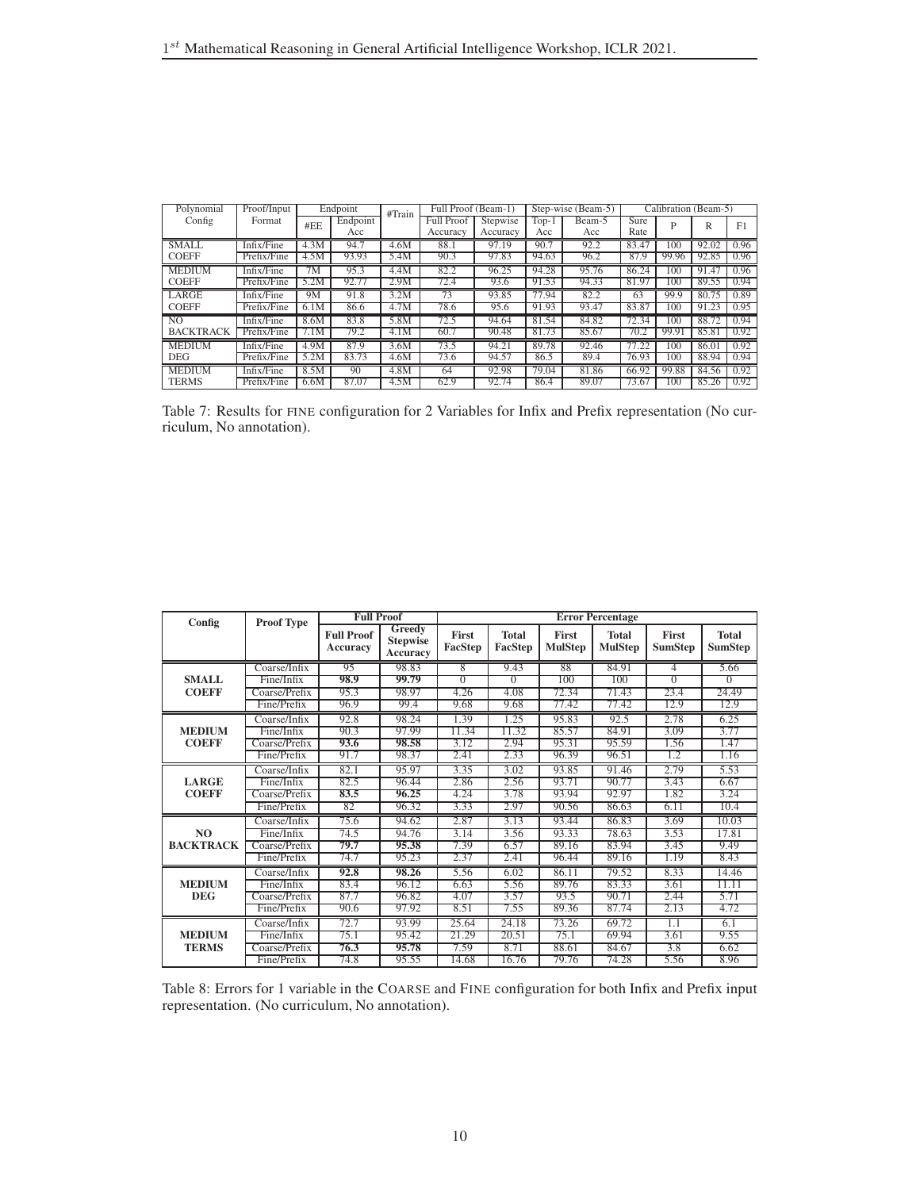| Polynomial Config | Proof/Input Format | Endpoint | | #Train | Full Proof (Beam-1) | | Step-wise (Beam-5) | | Calibration (Beam-5) | | | |
|---|---|---|---|---|---|---|---|---|---|---|---|---|
| | | #EE | Endpoint Acc | | Full Proof Accuracy | Stepwise Accuracy | Top-1 Acc | Beam-5 Acc | Sure Rate | P | R | F1 |
| SMALL COEFF | Infix/Fine | 4.3M | 94.7 | 4.6M | 88.1 | 97.19 | 90.7 | 92.2 | 83.47 | 100 | 92.02 | 0.96 |
| | Prefix/Fine | 4.5M | 93.93 | 5.4M | 90.3 | 97.83 | 94.63 | 96.2 | 87.9 | 99.96 | 92.85 | 0.96 |
| MEDIUM COEFF | Infix/Fine | 7M | 95.3 | 4.4M | 82.2 | 96.25 | 94.28 | 95.76 | 86.24 | 100 | 91.47 | 0.96 |
| | Prefix/Fine | 5.2M | 92.77 | 2.9M | 72.4 | 93.6 | 91.53 | 94.33 | 81.97 | 100 | 89.55 | 0.94 |
| LARGE COEFF | Infix/Fine | 9M | 91.8 | 3.2M | 73 | 93.85 | 77.94 | 82.2 | 63 | 99.9 | 80.75 | 0.89 |
| | Prefix/Fine | 6.1M | 86.6 | 4.7M | 78.6 | 95.6 | 91.93 | 93.47 | 83.87 | 100 | 91.23 | 0.95 |
| NO BACKTRACK | Infix/Fine | 8.6M | 83.8 | 5.8M | 72.5 | 94.64 | 81.54 | 84.82 | 72.34 | 100 | 88.72 | 0.94 |
| | Prefix/Fine | 7.1M | 79.2 | 4.1M | 60.7 | 90.48 | 81.73 | 85.67 | 70.2 | 99.91 | 85.81 | 0.92 |
| MEDIUM DEG | Infix/Fine | 4.9M | 87.9 | 3.6M | 73.5 | 94.21 | 89.78 | 92.46 | 77.22 | 100 | 86.01 | 0.92 |
| | Prefix/Fine | 5.2M | 83.73 | 4.6M | 73.6 | 94.57 | 86.5 | 89.4 | 76.93 | 100 | 88.94 | 0.94 |
| MEDIUM TERMS | Infix/Fine | 8.5M | 90 | 4.8M | 64 | 92.98 | 79.04 | 81.86 | 66.92 | 99.88 | 84.56 | 0.92 |
| | Prefix/Fine | 6.6M | 87.07 | 4.5M | 62.9 | 92.74 | 86.4 | 89.07 | 73.67 | 100 | 85.26 | 0.92 |

Table 7: Results for FINE configuration for 2 Variables for Infix and Prefix representation (No curriculum, No annotation).

| Config | Proof Type | Full Proof | | Error Percentage | | | | | |
|---|---|---|---|---|---|---|---|---|---|
| | | **Full Proof Accuracy** | **Greedy Stepwise Accuracy** | **First FacStep** | **Total FacStep** | **First MulStep** | **Total MulStep** | **First SumStep** | **Total SumStep** |
| **SMALL COEFF** | Coarse/Infix | 95 | 98.83 | 8 | 9.43 | 88 | 84.91 | 4 | 5.66 |
| | Fine/Infix | **98.9** | **99.79** | 0 | 0 | 100 | 100 | 0 | 0 |
| | Coarse/Prefix | 95.3 | 98.97 | 4.26 | 4.08 | 72.34 | 71.43 | 23.4 | 24.49 |
| | Fine/Prefix | 96.9 | 99.4 | 9.68 | 9.68 | 77.42 | 77.42 | 12.9 | 12.9 |
| **MEDIUM COEFF** | Coarse/Infix | 92.8 | 98.24 | 1.39 | 1.25 | 95.83 | 92.5 | 2.78 | 6.25 |
| | Fine/Infix | 90.3 | 97.99 | 11.34 | 11.32 | 85.57 | 84.91 | 3.09 | 3.77 |
| | Coarse/Prefix | **93.6** | **98.58** | 3.12 | 2.94 | 95.31 | 95.59 | 1.56 | 1.47 |
| | Fine/Prefix | 91.7 | 98.37 | 2.41 | 2.33 | 96.39 | 96.51 | 1.2 | 1.16 |
| **LARGE COEFF** | Coarse/Infix | 82.1 | 95.97 | 3.35 | 3.02 | 93.85 | 91.46 | 2.79 | 5.53 |
| | Fine/Infix | 82.5 | 96.44 | 2.86 | 2.56 | 93.71 | 90.77 | 3.43 | 6.67 |
| | Coarse/Prefix | **83.5** | **96.25** | 4.24 | 3.78 | 93.94 | 92.97 | 1.82 | 3.24 |
| | Fine/Prefix | 82 | 96.32 | 3.33 | 2.97 | 90.56 | 86.63 | 6.11 | 10.4 |
| **NO BACKTRACK** | Coarse/Infix | 75.6 | 94.62 | 2.87 | 3.13 | 93.44 | 86.83 | 3.69 | 10.03 |
| | Fine/Infix | 74.5 | 94.76 | 3.14 | 3.56 | 93.33 | 78.63 | 3.53 | 17.81 |
| | Coarse/Prefix | **79.7** | **95.38** | 7.39 | 6.57 | 89.16 | 83.94 | 3.45 | 9.49 |
| | Fine/Prefix | 74.7 | 95.23 | 2.37 | 2.41 | 96.44 | 89.16 | 1.19 | 8.43 |
| **MEDIUM DEG** | Coarse/Infix | **92.8** | **98.26** | 5.56 | 6.02 | 86.11 | 79.52 | 8.33 | 14.46 |
| | Fine/Infix | 83.4 | 96.12 | 6.63 | 5.56 | 89.76 | 83.33 | 3.61 | 11.11 |
| | Coarse/Prefix | 87.7 | 96.82 | 4.07 | 3.57 | 93.5 | 90.71 | 2.44 | 5.71 |
| | Fine/Prefix | 90.6 | 97.92 | 8.51 | 7.55 | 89.36 | 87.74 | 2.13 | 4.72 |
| **MEDIUM TERMS** | Coarse/Infix | 72.7 | 93.99 | 25.64 | 24.18 | 73.26 | 69.72 | 1.1 | 6.1 |
| | Fine/Infix | 75.1 | 95.42 | 21.29 | 20.51 | 75.1 | 69.94 | 3.61 | 9.55 |
| | Coarse/Prefix | **76.3** | **95.78** | 7.59 | 8.71 | 88.61 | 84.67 | 3.8 | 6.62 |
| | Fine/Prefix | 74.8 | 95.55 | 14.68 | 16.76 | 79.76 | 74.28 | 5.56 | 8.96 |

Table 8: Errors for 1 variable in the COARSE and FINE configuration for both Infix and Prefix input representation. (No curriculum, No annotation).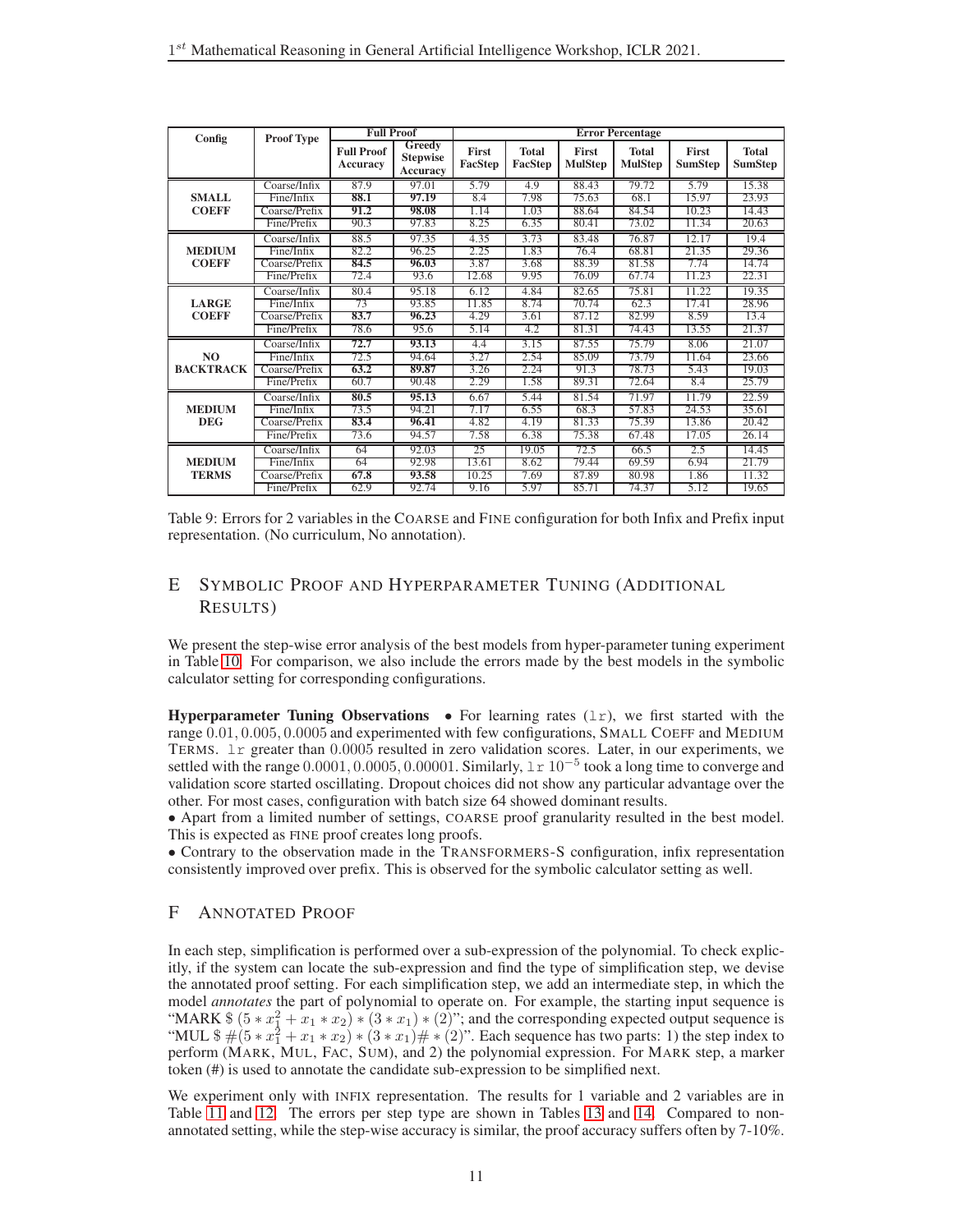| Config | Proof Type | Full Proof | | Error Percentage | | | | | |
|---|---|---|---|---|---|---|---|---|---|
| | | Full Proof Accuracy | Greedy Stepwise Accuracy | First FacStep | Total FacStep | First MulStep | Total MulStep | First SumStep | Total SumStep |
| **SMALL COEFF** | Coarse/Infix | 87.9 | 97.01 | 5.79 | 4.9 | 88.43 | 79.72 | 5.79 | 15.38 |
| | Fine/Infix | **88.1** | **97.19** | 8.4 | 7.98 | 75.63 | 68.1 | 15.97 | 23.93 |
| | Coarse/Prefix | **91.2** | **98.08** | 1.14 | 1.03 | 88.64 | 84.54 | 10.23 | 14.43 |
| | Fine/Prefix | 90.3 | 97.83 | 8.25 | 6.35 | 80.41 | 73.02 | 11.34 | 20.63 |
| **MEDIUM COEFF** | Coarse/Infix | 88.5 | 97.35 | 4.35 | 3.73 | 83.48 | 76.87 | 12.17 | 19.4 |
| | Fine/Infix | 82.2 | 96.25 | 2.25 | 1.83 | 76.4 | 68.81 | 21.35 | 29.36 |
| | Coarse/Prefix | **84.5** | **96.03** | 3.87 | 3.68 | 88.39 | 81.58 | 7.74 | 14.74 |
| | Fine/Prefix | 72.4 | 93.6 | 12.68 | 9.95 | 76.09 | 67.74 | 11.23 | 22.31 |
| **LARGE COEFF** | Coarse/Infix | 80.4 | 95.18 | 6.12 | 4.84 | 82.65 | 75.81 | 11.22 | 19.35 |
| | Fine/Infix | 73 | 93.85 | 11.85 | 8.74 | 70.74 | 62.3 | 17.41 | 28.96 |
| | Coarse/Prefix | **83.7** | **96.23** | 4.29 | 3.61 | 87.12 | 82.99 | 8.59 | 13.4 |
| | Fine/Prefix | 78.6 | 95.6 | 5.14 | 4.2 | 81.31 | 74.43 | 13.55 | 21.37 |
| **NO BACKTRACK** | Coarse/Infix | **72.7** | **93.13** | 4.4 | 3.15 | 87.55 | 75.79 | 8.06 | 21.07 |
| | Fine/Infix | 72.5 | 94.64 | 3.27 | 2.54 | 85.09 | 73.79 | 11.64 | 23.66 |
| | Coarse/Prefix | 63.2 | 89.87 | 3.26 | 2.24 | 91.3 | 78.73 | 5.43 | 19.03 |
| | Fine/Prefix | 60.7 | 90.48 | 2.29 | 1.58 | 89.31 | 72.64 | 8.4 | 25.79 |
| **MEDIUM DEG** | Coarse/Infix | **80.5** | **95.13** | 6.67 | 5.44 | 81.54 | 71.97 | 11.79 | 22.59 |
| | Fine/Infix | 73.5 | 94.21 | 7.17 | 6.55 | 68.3 | 57.83 | 24.53 | 35.61 |
| | Coarse/Prefix | **83.4** | **96.41** | 4.82 | 4.19 | 81.33 | 75.39 | 13.86 | 20.42 |
| | Fine/Prefix | 73.6 | 94.57 | 7.58 | 6.38 | 75.38 | 67.48 | 17.05 | 26.14 |
| **MEDIUM TERMS** | Coarse/Infix | 64 | 92.03 | 25 | 19.05 | 72.5 | 66.5 | 2.5 | 14.45 |
| | Fine/Infix | 64 | 92.98 | 13.61 | 8.62 | 79.44 | 69.59 | 6.94 | 21.79 |
| | Coarse/Prefix | **67.8** | **93.58** | 10.25 | 7.69 | 87.89 | 80.98 | 1.86 | 11.32 |
| | Fine/Prefix | 62.9 | 92.74 | 9.16 | 5.97 | 85.71 | 74.37 | 5.12 | 19.65 |

Table 9: Errors for 2 variables in the COARSE and FINE configuration for both Infix and Prefix input representation. (No curriculum, No annotation).

# E SYMBOLIC PROOF AND HYPERPARAMETER TUNING (ADDITIONAL RESULTS)

We present the step-wise error analysis of the best models from hyper-parameter tuning experiment in Table 10. For comparison, we also include the errors made by the best models in the symbolic calculator setting for corresponding configurations.

**Hyperparameter Tuning Observations** • For learning rates (lr), we first started with the range $0.01, 0.005, 0.0005$ and experimented with few configurations, SMALL COEFF and MEDIUM TERMS. lr greater than $0.0005$ resulted in zero validation scores. Later, in our experiments, we settled with the range $0.0001, 0.0005, 0.00001$. Similarly, lr $10^{-5}$ took a long time to converge and validation score started oscillating. Dropout choices did not show any particular advantage over the other. For most cases, configuration with batch size 64 showed dominant results.
• Apart from a limited number of settings, COARSE proof granularity resulted in the best model. This is expected as FINE proof creates long proofs.
• Contrary to the observation made in the TRANSFORMERS-S configuration, infix representation consistently improved over prefix. This is observed for the symbolic calculator setting as well.

# F ANNOTATED PROOF

In each step, simplification is performed over a sub-expression of the polynomial. To check explicitly, if the system can locate the sub-expression and find the type of simplification step, we devise the annotated proof setting. For each simplification step, we add an intermediate step, in which the model *annotates* the part of polynomial to operate on. For example, the starting input sequence is "MARK \$ $(5 * x_1^2 + x_1 * x_2) * (3 * x_1) * (2)$"; and the corresponding expected output sequence is "MUL \$ $\#(5 * x_1^2 + x_1 * x_2) * (3 * x_1)\# * (2)$". Each sequence has two parts: 1) the step index to perform (MARK, MUL, FAC, SUM), and 2) the polynomial expression. For MARK step, a marker token (#) is used to annotate the candidate sub-expression to be simplified next.

We experiment only with INFIX representation. The results for 1 variable and 2 variables are in Table 11 and 12. The errors per step type are shown in Tables 13 and 14. Compared to non-annotated setting, while the step-wise accuracy is similar, the proof accuracy suffers often by 7-10%.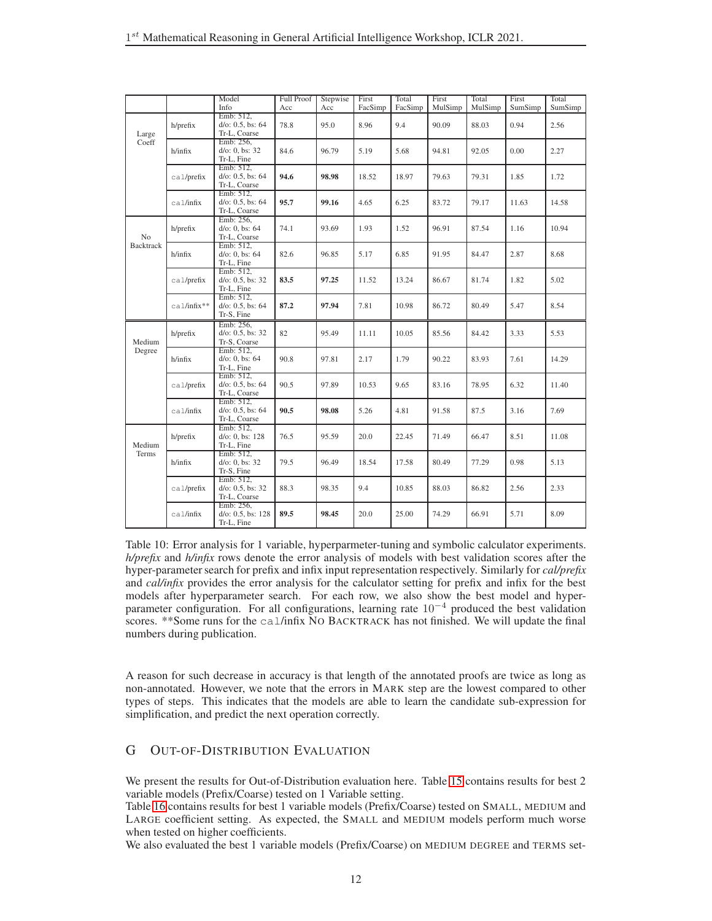|  |  | Model Info | Full Proof Acc | Stepwise Acc | First FacSimp | Total FacSimp | First MulSimp | Total MulSimp | First SumSimp | Total SumSimp |
|---|---|---|---|---|---|---|---|---|---|---|
| Large Coeff | h/prefix | Emb: 512, d/o: 0.5, bs: 64 Tr-L, Coarse | 78.8 | 95.0 | 8.96 | 9.4 | 90.09 | 88.03 | 0.94 | 2.56 |
|  | h/infix | Emb: 256, d/o: 0, bs: 32 Tr-L, Fine | 84.6 | 96.79 | 5.19 | 5.68 | 94.81 | 92.05 | 0.00 | 2.27 |
|  | `cal`/prefix | Emb: 512, d/o: 0.5, bs: 64 Tr-L, Coarse | **94.6** | **98.98** | 18.52 | 18.97 | 79.63 | 79.31 | 1.85 | 1.72 |
|  | `cal`/infix | Emb: 512, d/o: 0.5, bs: 64 Tr-L, Coarse | **95.7** | **99.16** | 4.65 | 6.25 | 83.72 | 79.17 | 11.63 | 14.58 |
| No Backtrack | h/prefix | Emb: 256, d/o: 0, bs: 64 Tr-L, Coarse | 74.1 | 93.69 | 1.93 | 1.52 | 96.91 | 87.54 | 1.16 | 10.94 |
|  | h/infix | Emb: 512, d/o: 0, bs: 64 Tr-L, Fine | 82.6 | 96.85 | 5.17 | 6.85 | 91.95 | 84.47 | 2.87 | 8.68 |
|  | `cal`/prefix | Emb: 512, d/o: 0.5, bs: 32 Tr-L, Fine | **83.5** | **97.25** | 11.52 | 13.24 | 86.67 | 81.74 | 1.82 | 5.02 |
|  | `cal`/infix** | Emb: 512, d/o: 0.5, bs: 64 Tr-S, Fine | **87.2** | **97.94** | 7.81 | 10.98 | 86.72 | 80.49 | 5.47 | 8.54 |
| Medium Degree | h/prefix | Emb: 256, d/o: 0.5, bs: 32 Tr-S, Coarse | 82 | 95.49 | 11.11 | 10.05 | 85.56 | 84.42 | 3.33 | 5.53 |
|  | h/infix | Emb: 512, d/o: 0, bs: 64 Tr-L, Fine | 90.8 | 97.81 | 2.17 | 1.79 | 90.22 | 83.93 | 7.61 | 14.29 |
|  | `cal`/prefix | Emb: 512, d/o: 0.5, bs: 64 Tr-L, Coarse | 90.5 | 97.89 | 10.53 | 9.65 | 83.16 | 78.95 | 6.32 | 11.40 |
|  | `cal`/infix | Emb: 512, d/o: 0.5, bs: 64 Tr-L, Coarse | **90.5** | **98.08** | 5.26 | 4.81 | 91.58 | 87.5 | 3.16 | 7.69 |
| Medium Terms | h/prefix | Emb: 512, d/o: 0, bs: 128 Tr-L, Fine | 76.5 | 95.59 | 20.0 | 22.45 | 71.49 | 66.47 | 8.51 | 11.08 |
|  | h/infix | Emb: 512, d/o: 0, bs: 32 Tr-S, Fine | 79.5 | 96.49 | 18.54 | 17.58 | 80.49 | 77.29 | 0.98 | 5.13 |
|  | `cal`/prefix | Emb: 512, d/o: 0.5, bs: 32 Tr-L, Coarse | 88.3 | 98.35 | 9.4 | 10.85 | 88.03 | 86.82 | 2.56 | 2.33 |
|  | `cal`/infix | Emb: 256, d/o: 0.5, bs: 128 Tr-L, Fine | **89.5** | **98.45** | 20.0 | 25.00 | 74.29 | 66.91 | 5.71 | 8.09 |

Table 10: Error analysis for 1 variable, hyperparmeter-tuning and symbolic calculator experiments. *h/prefix* and *h/infix* rows denote the error analysis of models with best validation scores after the hyper-parameter search for prefix and infix input representation respectively. Similarly for *cal/prefix* and *cal/infix* provides the error analysis for the calculator setting for prefix and infix for the best models after hyperparameter search. For each row, we also show the best model and hyper-parameter configuration. For all configurations, learning rate $10^{-4}$ produced the best validation scores. **Some runs for the `cal`/infix NO BACKTRACK has not finished. We will update the final numbers during publication.

A reason for such decrease in accuracy is that length of the annotated proofs are twice as long as non-annotated. However, we note that the errors in MARK step are the lowest compared to other types of steps. This indicates that the models are able to learn the candidate sub-expression for simplification, and predict the next operation correctly.

## G OUT-OF-DISTRIBUTION EVALUATION

We present the results for Out-of-Distribution evaluation here. Table 15 contains results for best 2 variable models (Prefix/Coarse) tested on 1 Variable setting.

Table 16 contains results for best 1 variable models (Prefix/Coarse) tested on SMALL, MEDIUM and LARGE coefficient setting. As expected, the SMALL and MEDIUM models perform much worse when tested on higher coefficients.

We also evaluated the best 1 variable models (Prefix/Coarse) on MEDIUM DEGREE and TERMS set-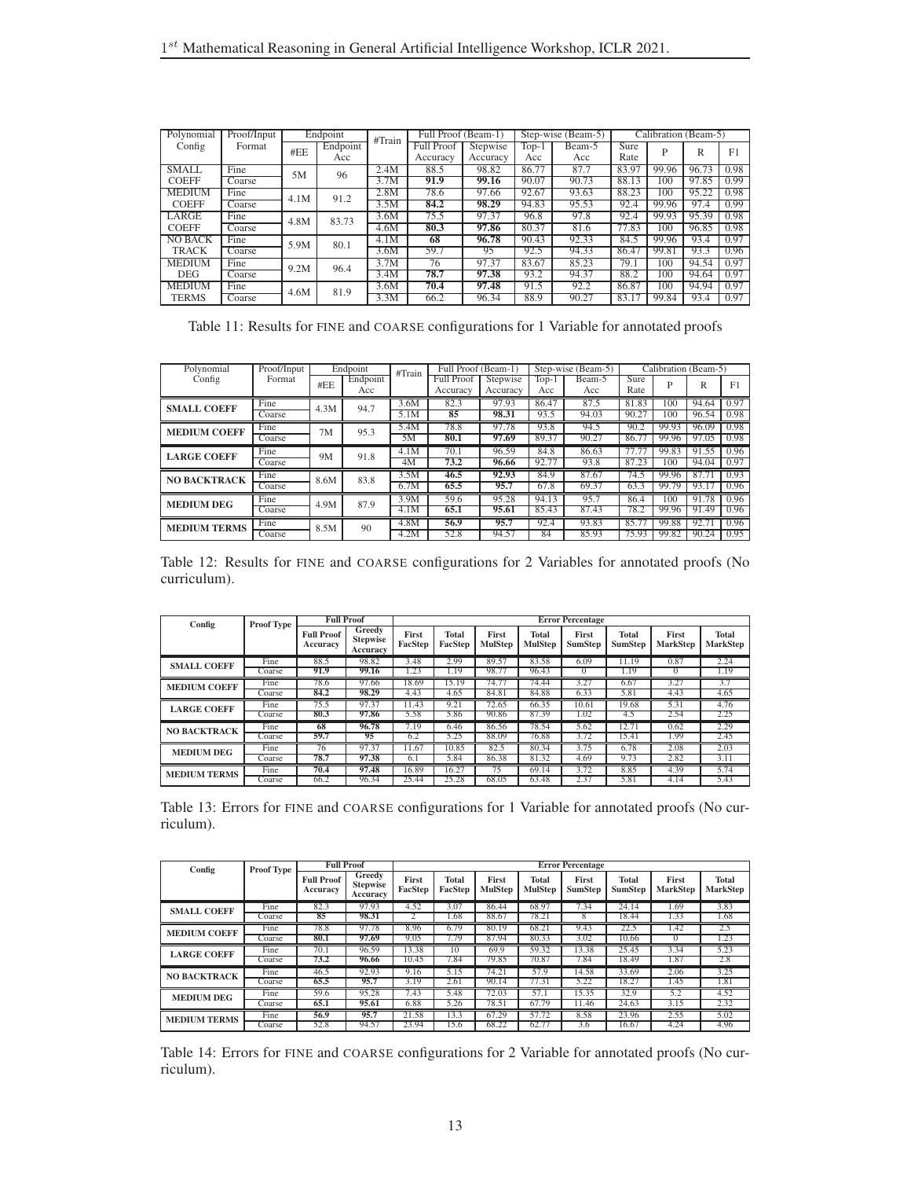| Polynomial Config | Proof/Input Format | Endpoint | | #Train | Full Proof (Beam-1) | | Step-wise (Beam-5) | | Calibration (Beam-5) | | | |
|---|---|---|---|---|---|---|---|---|---|---|---|---|
| | | #EE | Endpoint Acc | | Full Proof Accuracy | Stepwise Accuracy | Top-1 Acc | Beam-5 Acc | Sure Rate | P | R | F1 |
| SMALL COEFF | Fine | 5M | 96 | 2.4M | 88.5 | 98.82 | 86.77 | 87.7 | 83.97 | 99.96 | 96.73 | 0.98 |
| | Coarse | | | 3.7M | **91.9** | **99.16** | 90.07 | 90.73 | 88.13 | 100 | 97.85 | 0.99 |
| MEDIUM COEFF | Fine | 4.1M | 91.2 | 2.8M | 78.6 | 97.66 | 92.67 | 93.63 | 88.23 | 100 | 95.22 | 0.98 |
| | Coarse | | | 3.5M | **84.2** | **98.29** | 94.83 | 95.53 | 92.4 | 99.96 | 97.4 | 0.99 |
| LARGE COEFF | Fine | 4.8M | 83.73 | 3.6M | 75.5 | 97.37 | 96.8 | 97.8 | 92.4 | 99.93 | 95.39 | 0.98 |
| | Coarse | | | 4.6M | **80.3** | **97.86** | 80.37 | 81.6 | 77.83 | 100 | 96.85 | 0.98 |
| NO BACK TRACK | Fine | 5.9M | 80.1 | 4.1M | **68** | **96.78** | 90.43 | 92.33 | 84.5 | 99.96 | 93.4 | 0.97 |
| | Coarse | | | 3.6M | 59.7 | 95 | 92.5 | 94.33 | 86.47 | 99.81 | 93.3 | 0.96 |
| MEDIUM DEG | Fine | 9.2M | 96.4 | 3.7M | 76 | 97.37 | 83.67 | 85.23 | 79.1 | 100 | 94.54 | 0.97 |
| | Coarse | | | 3.4M | **78.7** | **97.38** | 93.2 | 94.37 | 88.2 | 100 | 94.64 | 0.97 |
| MEDIUM TERMS | Fine | 4.6M | 81.9 | 3.6M | **70.4** | **97.48** | 91.5 | 92.2 | 86.87 | 100 | 94.94 | 0.97 |
| | Coarse | | | 3.3M | 66.2 | 96.34 | 88.9 | 90.27 | 83.17 | 99.84 | 93.4 | 0.97 |

Table 11: Results for FINE and COARSE configurations for 1 Variable for annotated proofs

| Polynomial Config | Proof/Input Format | Endpoint | | #Train | Full Proof (Beam-1) | | Step-wise (Beam-5) | | Calibration (Beam-5) | | | |
|---|---|---|---|---|---|---|---|---|---|---|---|---|
| | | #EE | Endpoint Acc | | Full Proof Accuracy | Stepwise Accuracy | Top-1 Acc | Beam-5 Acc | Sure Rate | P | R | F1 |
| **SMALL COEFF** | Fine | 4.3M | 94.7 | 3.6M | 82.3 | 97.93 | 86.47 | 87.5 | 81.83 | 100 | 94.64 | 0.97 |
| | Coarse | | | 5.1M | **85** | **98.31** | 93.5 | 94.03 | 90.27 | 100 | 96.54 | 0.98 |
| **MEDIUM COEFF** | Fine | 7M | 95.3 | 5.4M | 78.8 | 97.78 | 93.8 | 94.5 | 90.2 | 99.93 | 96.09 | 0.98 |
| | Coarse | | | 5M | **80.1** | **97.69** | 89.37 | 90.27 | 86.77 | 99.96 | 97.05 | 0.98 |
| **LARGE COEFF** | Fine | 9M | 91.8 | 4.1M | 70.1 | 96.59 | 84.8 | 86.63 | 77.77 | 99.83 | 91.55 | 0.96 |
| | Coarse | | | 4M | **73.2** | **96.66** | 92.77 | 93.8 | 87.23 | 100 | 94.04 | 0.97 |
| **NO BACKTRACK** | Fine | 8.6M | 83.8 | 3.5M | **46.5** | **92.93** | 84.9 | 87.67 | 74.5 | 99.96 | 87.71 | 0.93 |
| | Coarse | | | 6.7M | **65.5** | **95.7** | 67.8 | 69.37 | 63.3 | 99.79 | 93.17 | 0.96 |
| **MEDIUM DEG** | Fine | 4.9M | 87.9 | 3.9M | 59.6 | 95.28 | 94.13 | 95.7 | 86.4 | 100 | 91.78 | 0.96 |
| | Coarse | | | 4.1M | **65.1** | **95.61** | 85.43 | 87.43 | 78.2 | 99.96 | 91.49 | 0.96 |
| **MEDIUM TERMS** | Fine | 8.5M | 90 | 4.8M | **56.9** | **95.7** | 92.4 | 93.83 | 85.77 | 99.88 | 92.71 | 0.96 |
| | Coarse | | | 4.2M | 52.8 | 94.57 | 84 | 85.93 | 75.93 | 99.82 | 90.24 | 0.95 |

Table 12: Results for FINE and COARSE configurations for 2 Variables for annotated proofs (No curriculum).

| Config | Proof Type | Full Proof | | Error Percentage | | | | | | | |
|---|---|---|---|---|---|---|---|---|---|---|---|
| | | Full Proof Accuracy | Greedy Stepwise Accuracy | First FacStep | Total FacStep | First MulStep | Total MulStep | First SumStep | Total SumStep | First MarkStep | Total MarkStep |
| **SMALL COEFF** | Fine | 88.5 | 98.82 | 3.48 | 2.99 | 89.57 | 83.58 | 6.09 | 11.19 | 0.87 | 2.24 |
| | Coarse | **91.9** | **99.16** | 1.23 | 1.19 | 98.77 | 96.43 | 0 | 1.19 | 0 | 1.19 |
| **MEDIUM COEFF** | Fine | 78.6 | 97.66 | 18.69 | 15.19 | 74.77 | 74.44 | 3.27 | 6.67 | 3.27 | 3.7 |
| | Coarse | **84.2** | **98.29** | 4.43 | 4.65 | 84.81 | 84.88 | 6.33 | 5.81 | 4.43 | 4.65 |
| **LARGE COEFF** | Fine | 75.5 | 97.37 | 11.43 | 9.21 | 72.65 | 66.35 | 10.61 | 19.68 | 5.31 | 4.76 |
| | Coarse | **80.3** | **97.86** | 5.58 | 5.86 | 90.86 | 87.39 | 1.02 | 4.5 | 2.54 | 2.25 |
| **NO BACKTRACK** | Fine | **68** | **96.78** | 7.19 | 6.46 | 86.56 | 78.54 | 5.62 | 12.71 | 0.62 | 2.29 |
| | Coarse | 59.7 | 95 | 6.2 | 5.25 | 88.09 | 76.88 | 3.72 | 15.41 | 1.99 | 2.45 |
| **MEDIUM DEG** | Fine | 76 | 97.37 | 11.67 | 10.85 | 82.5 | 80.34 | 3.75 | 6.78 | 2.08 | 2.03 |
| | Coarse | **78.7** | **97.38** | 6.1 | 5.84 | 86.38 | 81.32 | 4.69 | 9.73 | 2.82 | 3.11 |
| **MEDIUM TERMS** | Fine | **70.4** | **97.48** | 16.89 | 16.27 | 75 | 69.14 | 3.72 | 8.85 | 4.39 | 5.74 |
| | Coarse | 66.2 | 96.34 | 25.44 | 25.28 | 68.05 | 63.48 | 2.37 | 5.81 | 4.14 | 5.43 |

Table 13: Errors for FINE and COARSE configurations for 1 Variable for annotated proofs (No curriculum).

| Config | Proof Type | Full Proof | | Error Percentage | | | | | | | |
|---|---|---|---|---|---|---|---|---|---|---|---|
| | | Full Proof Accuracy | Greedy Stepwise Accuracy | First FacStep | Total FacStep | First MulStep | Total MulStep | First SumStep | Total SumStep | First MarkStep | Total MarkStep |
| **SMALL COEFF** | Fine | 82.3 | 97.93 | 4.52 | 3.07 | 86.44 | 68.97 | 7.34 | 24.14 | 1.69 | 3.83 |
| | Coarse | **85** | **98.31** | 2 | 1.68 | 88.67 | 78.21 | 8 | 18.44 | 1.33 | 1.68 |
| **MEDIUM COEFF** | Fine | 78.8 | 97.78 | 8.96 | 6.79 | 80.19 | 68.21 | 9.43 | 22.5 | 1.42 | 2.5 |
| | Coarse | **80.1** | **97.69** | 9.05 | 7.79 | 87.94 | 80.33 | 3.02 | 10.66 | 0 | 1.23 |
| **LARGE COEFF** | Fine | 70.1 | 96.59 | 13.38 | 10 | 69.9 | 59.32 | 13.38 | 25.45 | 3.34 | 5.23 |
| | Coarse | **73.2** | **96.66** | 10.45 | 7.84 | 79.85 | 70.87 | 7.84 | 18.49 | 1.87 | 2.8 |
| **NO BACKTRACK** | Fine | 46.5 | 92.93 | 9.16 | 5.15 | 74.21 | 57.9 | 14.58 | 33.69 | 2.06 | 3.25 |
| | Coarse | **65.5** | **95.7** | 3.19 | 2.61 | 90.14 | 77.31 | 5.22 | 18.27 | 1.45 | 1.81 |
| **MEDIUM DEG** | Fine | 59.6 | 95.28 | 7.43 | 5.48 | 72.03 | 57.1 | 15.35 | 32.9 | 5.2 | 4.52 |
| | Coarse | **65.1** | **95.61** | 6.88 | 5.26 | 78.51 | 67.79 | 11.46 | 24.63 | 3.15 | 2.32 |
| **MEDIUM TERMS** | Fine | **56.9** | **95.7** | 21.58 | 13.3 | 67.29 | 57.72 | 8.58 | 23.96 | 2.55 | 5.02 |
| | Coarse | 52.8 | 94.57 | 23.94 | 15.6 | 68.22 | 62.77 | 3.6 | 16.67 | 4.24 | 4.96 |

Table 14: Errors for FINE and COARSE configurations for 2 Variable for annotated proofs (No curriculum).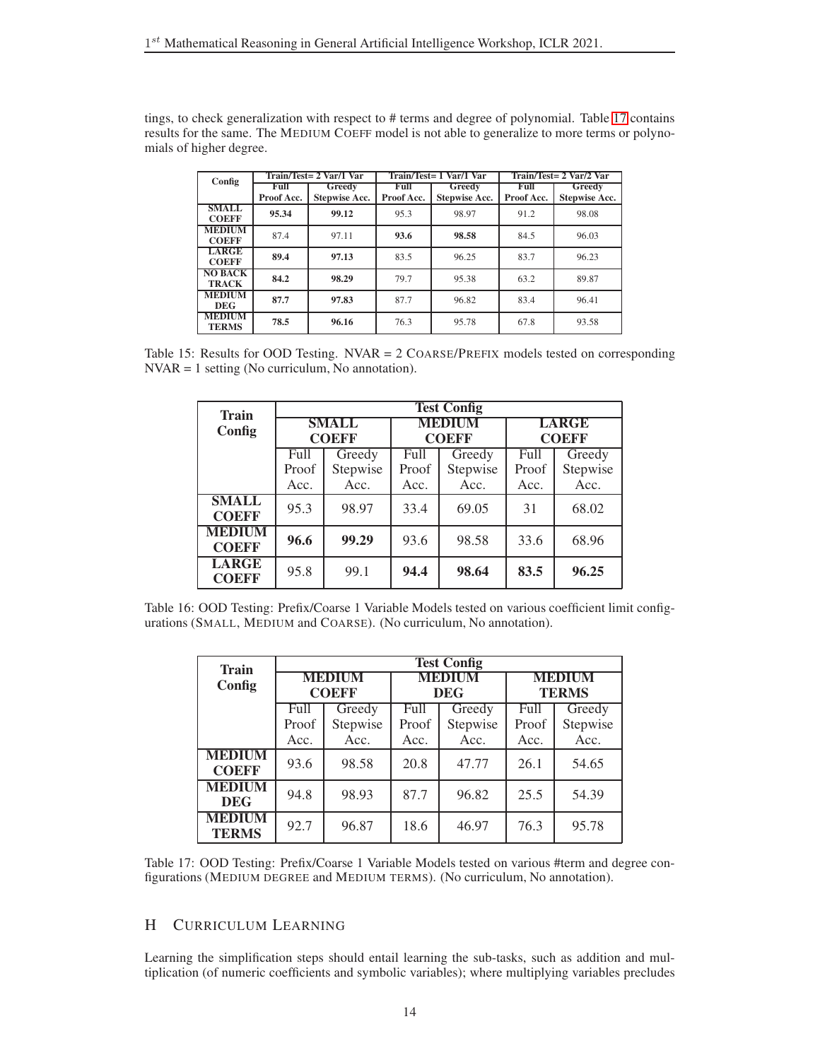tings, to check generalization with respect to # terms and degree of polynomial. Table 17 contains results for the same. The MEDIUM COEFF model is not able to generalize to more terms or polynomials of higher degree.

| Config | Train/Test= 2 Var/1 Var | | Train/Test= 1 Var/1 Var | | Train/Test= 2 Var/2 Var | |
|---|---|---|---|---|---|---|
| | Full Proof Acc. | Greedy Stepwise Acc. | Full Proof Acc. | Greedy Stepwise Acc. | Full Proof Acc. | Greedy Stepwise Acc. |
| **SMALL COEFF** | **95.34** | **99.12** | 95.3 | 98.97 | 91.2 | 98.08 |
| **MEDIUM COEFF** | 87.4 | 97.11 | **93.6** | **98.58** | 84.5 | 96.03 |
| **LARGE COEFF** | **89.4** | **97.13** | 83.5 | 96.25 | 83.7 | 96.23 |
| **NO BACK TRACK** | **84.2** | **98.29** | 79.7 | 95.38 | 63.2 | 89.87 |
| **MEDIUM DEG** | **87.7** | **97.83** | 87.7 | 96.82 | 83.4 | 96.41 |
| **MEDIUM TERMS** | **78.5** | **96.16** | 76.3 | 95.78 | 67.8 | 93.58 |

Table 15: Results for OOD Testing. NVAR = 2 COARSE/PREFIX models tested on corresponding NVAR = 1 setting (No curriculum, No annotation).

| Train Config | Test Config: SMALL COEFF | | MEDIUM COEFF | | LARGE COEFF | |
|---|---|---|---|---|---|---|
| | Full Proof Acc. | Greedy Stepwise Acc. | Full Proof Acc. | Greedy Stepwise Acc. | Full Proof Acc. | Greedy Stepwise Acc. |
| **SMALL COEFF** | 95.3 | 98.97 | 33.4 | 69.05 | 31 | 68.02 |
| **MEDIUM COEFF** | **96.6** | **99.29** | 93.6 | 98.58 | 33.6 | 68.96 |
| **LARGE COEFF** | 95.8 | 99.1 | **94.4** | **98.64** | **83.5** | **96.25** |

Table 16: OOD Testing: Prefix/Coarse 1 Variable Models tested on various coefficient limit configurations (SMALL, MEDIUM and COARSE). (No curriculum, No annotation).

| Train Config | Test Config: MEDIUM COEFF | | MEDIUM DEG | | MEDIUM TERMS | |
|---|---|---|---|---|---|---|
| | Full Proof Acc. | Greedy Stepwise Acc. | Full Proof Acc. | Greedy Stepwise Acc. | Full Proof Acc. | Greedy Stepwise Acc. |
| **MEDIUM COEFF** | 93.6 | 98.58 | 20.8 | 47.77 | 26.1 | 54.65 |
| **MEDIUM DEG** | 94.8 | 98.93 | 87.7 | 96.82 | 25.5 | 54.39 |
| **MEDIUM TERMS** | 92.7 | 96.87 | 18.6 | 46.97 | 76.3 | 95.78 |

Table 17: OOD Testing: Prefix/Coarse 1 Variable Models tested on various #term and degree configurations (MEDIUM DEGREE and MEDIUM TERMS). (No curriculum, No annotation).

## H CURRICULUM LEARNING

Learning the simplification steps should entail learning the sub-tasks, such as addition and multiplication (of numeric coefficients and symbolic variables); where multiplying variables precludes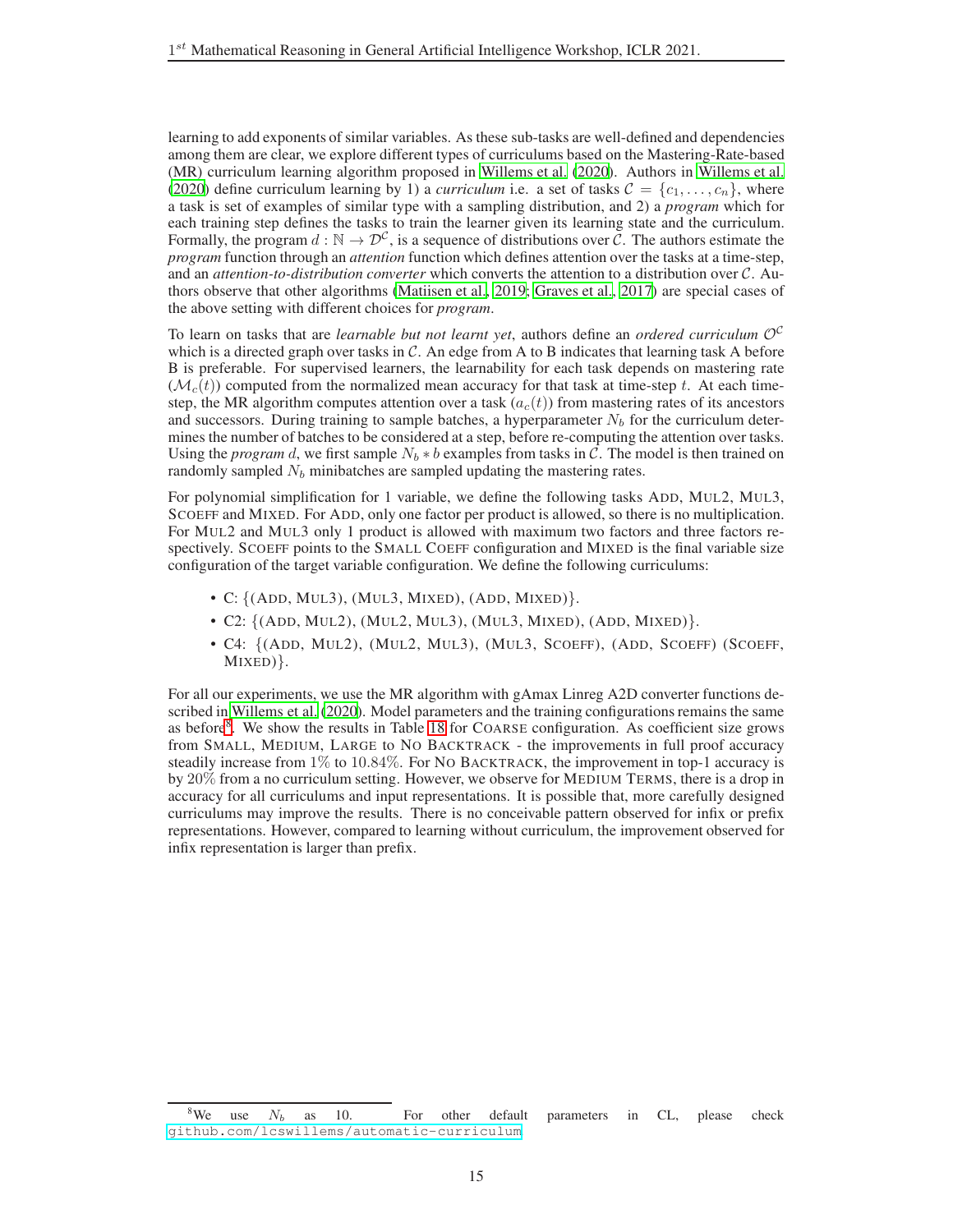learning to add exponents of similar variables. As these sub-tasks are well-defined and dependencies among them are clear, we explore different types of curriculums based on the Mastering-Rate-based (MR) curriculum learning algorithm proposed in Willems et al. (2020). Authors in Willems et al. (2020) define curriculum learning by 1) a *curriculum* i.e. a set of tasks $\mathcal{C} = \{c_1, \ldots, c_n\}$, where a task is set of examples of similar type with a sampling distribution, and 2) a *program* which for each training step defines the tasks to train the learner given its learning state and the curriculum. Formally, the program $d : \mathbb{N} \rightarrow \mathcal{D}^{\mathcal{C}}$, is a sequence of distributions over $\mathcal{C}$. The authors estimate the *program* function through an *attention* function which defines attention over the tasks at a time-step, and an *attention-to-distribution converter* which converts the attention to a distribution over $\mathcal{C}$. Authors observe that other algorithms (Matiisen et al., 2019; Graves et al., 2017) are special cases of the above setting with different choices for *program*.

To learn on tasks that are *learnable but not learnt yet*, authors define an *ordered curriculum* $\mathcal{O}^{\mathcal{C}}$ which is a directed graph over tasks in $\mathcal{C}$. An edge from A to B indicates that learning task A before B is preferable. For supervised learners, the learnability for each task depends on mastering rate ($\mathcal{M}_c(t)$) computed from the normalized mean accuracy for that task at time-step $t$. At each time-step, the MR algorithm computes attention over a task ($a_c(t)$) from mastering rates of its ancestors and successors. During training to sample batches, a hyperparameter $N_b$ for the curriculum determines the number of batches to be considered at a step, before re-computing the attention over tasks. Using the *program* $d$, we first sample $N_b * b$ examples from tasks in $\mathcal{C}$. The model is then trained on randomly sampled $N_b$ minibatches are sampled updating the mastering rates.

For polynomial simplification for 1 variable, we define the following tasks ADD, MUL2, MUL3, SCOEFF and MIXED. For ADD, only one factor per product is allowed, so there is no multiplication. For MUL2 and MUL3 only 1 product is allowed with maximum two factors and three factors respectively. SCOEFF points to the SMALL COEFF configuration and MIXED is the final variable size configuration of the target variable configuration. We define the following curriculums:

- C: {(ADD, MUL3), (MUL3, MIXED), (ADD, MIXED)}.
- C2: {(ADD, MUL2), (MUL2, MUL3), (MUL3, MIXED), (ADD, MIXED)}.
- C4: {(ADD, MUL2), (MUL2, MUL3), (MUL3, SCOEFF), (ADD, SCOEFF) (SCOEFF, MIXED)}.

For all our experiments, we use the MR algorithm with gAmax Linreg A2D converter functions described in Willems et al. (2020). Model parameters and the training configurations remains the same as before[8]. We show the results in Table 18 for COARSE configuration. As coefficient size grows from SMALL, MEDIUM, LARGE to NO BACKTRACK - the improvements in full proof accuracy steadily increase from 1% to 10.84%. For NO BACKTRACK, the improvement in top-1 accuracy is by 20% from a no curriculum setting. However, we observe for MEDIUM TERMS, there is a drop in accuracy for all curriculums and input representations. It is possible that, more carefully designed curriculums may improve the results. There is no conceivable pattern observed for infix or prefix representations. However, compared to learning without curriculum, the improvement observed for infix representation is larger than prefix.

[8]We use $N_b$ as 10. For other default parameters in CL, please check github.com/lcswillems/automatic-curriculum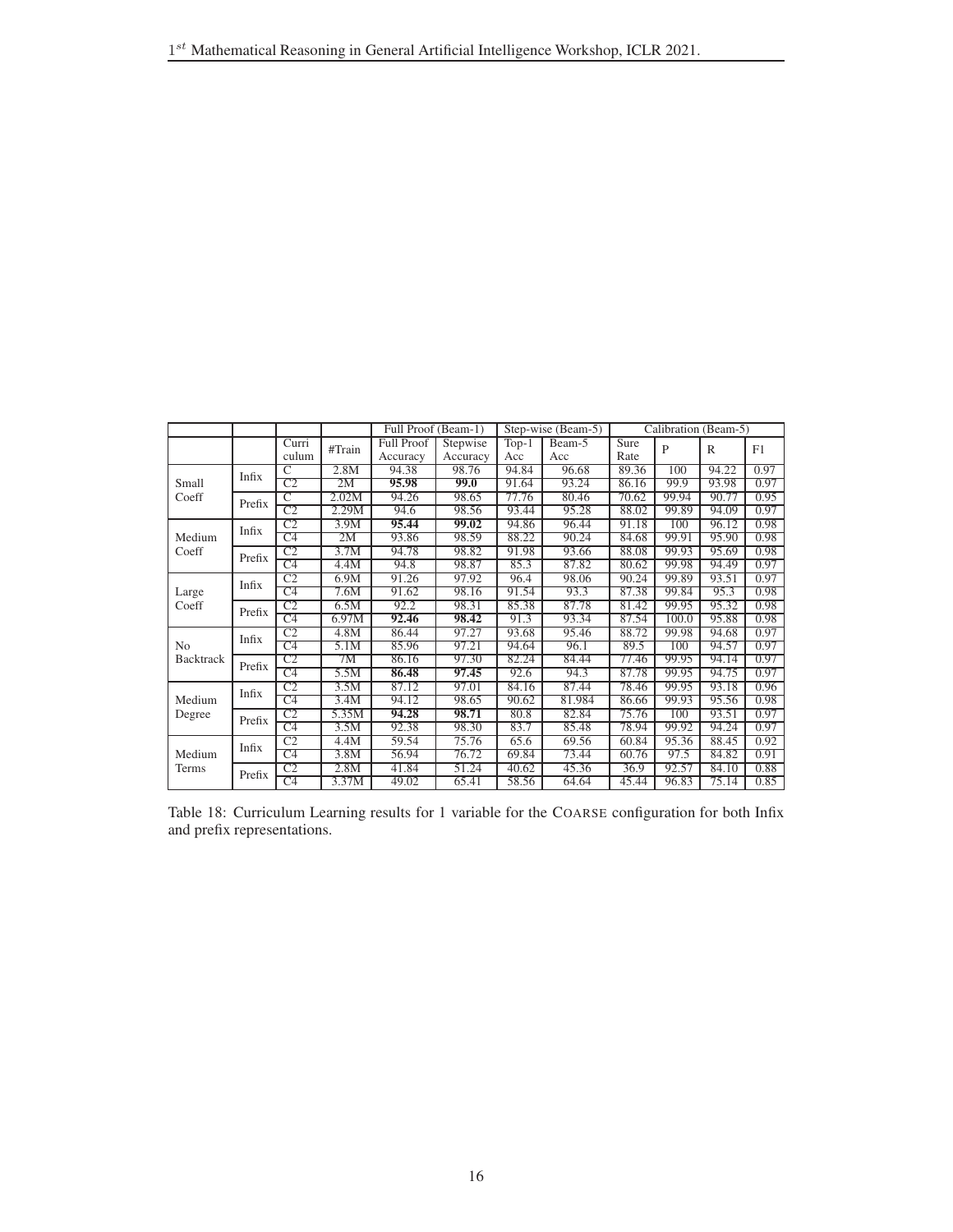| | | | | Full Proof (Beam-1) | | Step-wise (Beam-5) | | Calibration (Beam-5) | | | |
|---|---|---|---|---|---|---|---|---|---|---|---|
| | | Curri culum | #Train | Full Proof Accuracy | Stepwise Accuracy | Top-1 Acc | Beam-5 Acc | Sure Rate | P | R | F1 |
| Small Coeff | Infix | C | 2.8M | 94.38 | 98.76 | 94.84 | 96.68 | 89.36 | 100 | 94.22 | 0.97 |
| | | C2 | 2M | **95.98** | **99.0** | 91.64 | 93.24 | 86.16 | 99.9 | 93.98 | 0.97 |
| | Prefix | C | 2.02M | 94.26 | 98.65 | 77.76 | 80.46 | 70.62 | 99.94 | 90.77 | 0.95 |
| | | C2 | 2.29M | 94.6 | 98.56 | 93.44 | 95.28 | 88.02 | 99.89 | 94.09 | 0.97 |
| Medium Coeff | Infix | C2 | 3.9M | **95.44** | **99.02** | 94.86 | 96.44 | 91.18 | 100 | 96.12 | 0.98 |
| | | C4 | 2M | 93.86 | 98.59 | 88.22 | 90.24 | 84.68 | 99.91 | 95.90 | 0.98 |
| | Prefix | C2 | 3.7M | 94.78 | 98.82 | 91.98 | 93.66 | 88.08 | 99.93 | 95.69 | 0.98 |
| | | C4 | 4.4M | 94.8 | 98.87 | 85.3 | 87.82 | 80.62 | 99.98 | 94.49 | 0.97 |
| Large Coeff | Infix | C2 | 6.9M | 91.26 | 97.92 | 96.4 | 98.06 | 90.24 | 99.89 | 93.51 | 0.97 |
| | | C4 | 7.6M | 91.62 | 98.16 | 91.54 | 93.3 | 87.38 | 99.84 | 95.3 | 0.98 |
| | Prefix | C2 | 6.5M | 92.2 | 98.31 | 85.38 | 87.78 | 81.42 | 99.95 | 95.32 | 0.98 |
| | | C4 | 6.97M | **92.46** | **98.42** | 91.3 | 93.34 | 87.54 | 100.0 | 95.88 | 0.98 |
| No Backtrack | Infix | C2 | 4.8M | 86.44 | 97.27 | 93.68 | 95.46 | 88.72 | 99.98 | 94.68 | 0.97 |
| | | C4 | 5.1M | 85.96 | 97.21 | 94.64 | 96.1 | 89.5 | 100 | 94.57 | 0.97 |
| | Prefix | C2 | 7M | 86.16 | 97.30 | 82.24 | 84.44 | 77.46 | 99.95 | 94.14 | 0.97 |
| | | C4 | 5.5M | **86.48** | **97.45** | 92.6 | 94.3 | 87.78 | 99.95 | 94.75 | 0.97 |
| Medium Degree | Infix | C2 | 3.5M | 87.12 | 97.01 | 84.16 | 87.44 | 78.46 | 99.95 | 93.18 | 0.96 |
| | | C4 | 3.4M | 94.12 | 98.65 | 90.62 | 81.984 | 86.66 | 99.93 | 95.56 | 0.98 |
| | Prefix | C2 | 5.35M | **94.28** | **98.71** | 80.8 | 82.84 | 75.76 | 100 | 93.51 | 0.97 |
| | | C4 | 3.5M | 92.38 | 98.30 | 83.7 | 85.48 | 78.94 | 99.92 | 94.24 | 0.97 |
| Medium Terms | Infix | C2 | 4.4M | 59.54 | 75.76 | 65.6 | 69.56 | 60.84 | 95.36 | 88.45 | 0.92 |
| | | C4 | 3.8M | 56.94 | 76.72 | 69.84 | 73.44 | 60.76 | 97.5 | 84.82 | 0.91 |
| | Prefix | C2 | 2.8M | 41.84 | 51.24 | 40.62 | 45.36 | 36.9 | 92.57 | 84.10 | 0.88 |
| | | C4 | 3.37M | 49.02 | 65.41 | 58.56 | 64.64 | 45.44 | 96.83 | 75.14 | 0.85 |

Table 18: Curriculum Learning results for 1 variable for the COARSE configuration for both Infix and prefix representations.